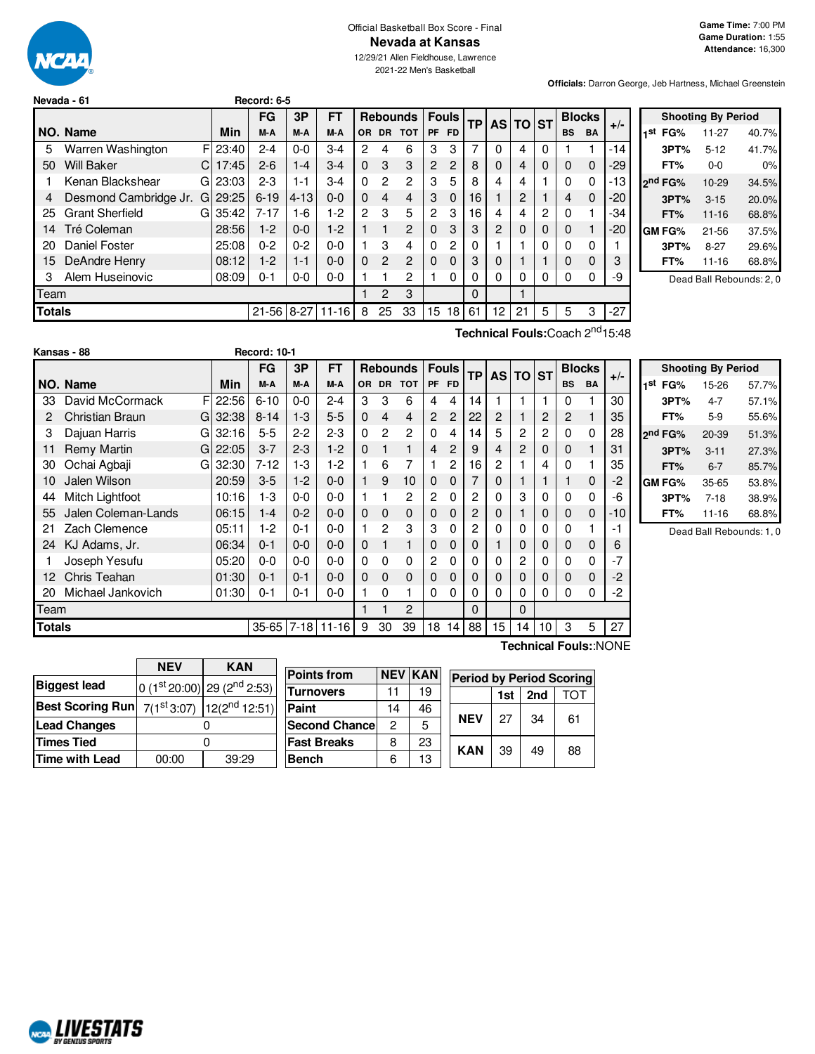Official Basketball Box Score - Final

# Nevada at Kansas

12/29/21 Allen Fieldhouse, Lawrence

2021-22 Men's Basketball

**Game Time:** 7:00 PM
**Game Duration:** 1:55
**Attendance:** 16,300

**Officials:** Darron George, Jeb Hartness, Michael Greenstein

## Nevada - 61 Record: 6-5

| NO. | Name | | Min | FG M-A | 3P M-A | FT M-A | OR | DR | TOT | PF | FD | TP | AS | TO | ST | BS | BA | +/- |
|---|---|---|---|---|---|---|---|---|---|---|---|---|---|---|---|---|---|---|
| 5 | Warren Washington | F | 23:40 | 2-4 | 0-0 | 3-4 | 2 | 4 | 6 | 3 | 3 | 7 | 0 | 4 | 0 | 1 | 1 | -14 |
| 50 | Will Baker | C | 17:45 | 2-6 | 1-4 | 3-4 | 0 | 3 | 3 | 2 | 2 | 8 | 0 | 4 | 0 | 0 | 0 | -29 |
| 1 | Kenan Blackshear | G | 23:03 | 2-3 | 1-1 | 3-4 | 0 | 2 | 2 | 3 | 5 | 8 | 4 | 4 | 1 | 0 | 0 | -13 |
| 4 | Desmond Cambridge Jr. | G | 29:25 | 6-19 | 4-13 | 0-0 | 0 | 4 | 4 | 3 | 0 | 16 | 1 | 2 | 1 | 4 | 0 | -20 |
| 25 | Grant Sherfield | G | 35:42 | 7-17 | 1-6 | 1-2 | 2 | 3 | 5 | 2 | 3 | 16 | 4 | 4 | 2 | 0 | 1 | -34 |
| 14 | Tré Coleman | | 28:56 | 1-2 | 0-0 | 1-2 | 1 | 1 | 2 | 0 | 3 | 3 | 2 | 0 | 0 | 0 | 1 | -20 |
| 20 | Daniel Foster | | 25:08 | 0-2 | 0-2 | 0-0 | 1 | 3 | 4 | 0 | 2 | 0 | 1 | 1 | 0 | 0 | 0 | 1 |
| 15 | DeAndre Henry | | 08:12 | 1-2 | 1-1 | 0-0 | 0 | 2 | 2 | 0 | 0 | 3 | 0 | 1 | 1 | 0 | 0 | 3 |
| 3 | Alem Huseinovic | | 08:09 | 0-1 | 0-0 | 0-0 | 1 | 1 | 2 | 1 | 0 | 0 | 0 | 0 | 0 | 0 | 0 | -9 |
| | Team | | | | | | 1 | 2 | 3 | | | 0 | | 1 | | | | |
| | **Totals** | | | 21-56 | 8-27 | 11-16 | 8 | 25 | 33 | 15 | 18 | 61 | 12 | 21 | 5 | 5 | 3 | -27 |

**Technical Fouls:** Coach 2nd 15:48

| Shooting By Period | | |
|---|---|---|
| 1st FG% | 11-27 | 40.7% |
| 3PT% | 5-12 | 41.7% |
| FT% | 0-0 | 0% |
| 2nd FG% | 10-29 | 34.5% |
| 3PT% | 3-15 | 20.0% |
| FT% | 11-16 | 68.8% |
| GM FG% | 21-56 | 37.5% |
| 3PT% | 8-27 | 29.6% |
| FT% | 11-16 | 68.8% |

Dead Ball Rebounds: 2, 0

## Kansas - 88 Record: 10-1

| NO. | Name | | Min | FG M-A | 3P M-A | FT M-A | OR | DR | TOT | PF | FD | TP | AS | TO | ST | BS | BA | +/- |
|---|---|---|---|---|---|---|---|---|---|---|---|---|---|---|---|---|---|---|
| 33 | David McCormack | F | 22:56 | 6-10 | 0-0 | 2-4 | 3 | 3 | 6 | 4 | 4 | 14 | 1 | 1 | 1 | 0 | 1 | 30 |
| 2 | Christian Braun | G | 32:38 | 8-14 | 1-3 | 5-5 | 0 | 4 | 4 | 2 | 2 | 22 | 2 | 1 | 2 | 2 | 1 | 35 |
| 3 | Dajuan Harris | G | 32:16 | 5-5 | 2-2 | 2-3 | 0 | 2 | 2 | 0 | 4 | 14 | 5 | 2 | 2 | 0 | 0 | 28 |
| 11 | Remy Martin | G | 22:05 | 3-7 | 2-3 | 1-2 | 0 | 1 | 1 | 4 | 2 | 9 | 4 | 2 | 0 | 0 | 1 | 31 |
| 30 | Ochai Agbaji | G | 32:30 | 7-12 | 1-3 | 1-2 | 1 | 6 | 7 | 1 | 2 | 16 | 2 | 1 | 4 | 0 | 1 | 35 |
| 10 | Jalen Wilson | | 20:59 | 3-5 | 1-2 | 0-0 | 1 | 9 | 10 | 0 | 0 | 7 | 0 | 1 | 1 | 1 | 0 | -2 |
| 44 | Mitch Lightfoot | | 10:16 | 1-3 | 0-0 | 0-0 | 1 | 1 | 2 | 2 | 0 | 2 | 0 | 3 | 0 | 0 | 0 | -6 |
| 55 | Jalen Coleman-Lands | | 06:15 | 1-4 | 0-2 | 0-0 | 0 | 0 | 0 | 0 | 0 | 2 | 0 | 1 | 0 | 0 | 0 | -10 |
| 21 | Zach Clemence | | 05:11 | 1-2 | 0-1 | 0-0 | 1 | 2 | 3 | 3 | 0 | 2 | 0 | 0 | 0 | 0 | 1 | -1 |
| 24 | KJ Adams, Jr. | | 06:34 | 0-1 | 0-0 | 0-0 | 0 | 1 | 1 | 0 | 0 | 0 | 1 | 0 | 0 | 0 | 0 | 6 |
| 1 | Joseph Yesufu | | 05:20 | 0-0 | 0-0 | 0-0 | 0 | 0 | 0 | 2 | 0 | 0 | 0 | 2 | 0 | 0 | 0 | -7 |
| 12 | Chris Teahan | | 01:30 | 0-1 | 0-1 | 0-0 | 0 | 0 | 0 | 0 | 0 | 0 | 0 | 0 | 0 | 0 | 0 | -2 |
| 20 | Michael Jankovich | | 01:30 | 0-1 | 0-1 | 0-0 | 1 | 0 | 1 | 0 | 0 | 0 | 0 | 0 | 0 | 0 | 0 | -2 |
| | Team | | | | | | 1 | 1 | 2 | | | 0 | | 0 | | | | |
| | **Totals** | | | 35-65 | 7-18 | 11-16 | 9 | 30 | 39 | 18 | 14 | 88 | 15 | 14 | 10 | 3 | 5 | 27 |

**Technical Fouls:** :NONE

| Shooting By Period | | |
|---|---|---|
| 1st FG% | 15-26 | 57.7% |
| 3PT% | 4-7 | 57.1% |
| FT% | 5-9 | 55.6% |
| 2nd FG% | 20-39 | 51.3% |
| 3PT% | 3-11 | 27.3% |
| FT% | 6-7 | 85.7% |
| GM FG% | 35-65 | 53.8% |
| 3PT% | 7-18 | 38.9% |
| FT% | 11-16 | 68.8% |

Dead Ball Rebounds: 1, 0

| | NEV | KAN |
|---|---|---|
| Biggest lead | 0 (1st 20:00) | 29 (2nd 2:53) |
| Best Scoring Run | 7(1st 3:07) | 12(2nd 12:51) |
| Lead Changes | 0 | |
| Times Tied | 0 | |
| Time with Lead | 00:00 | 39:29 |

| Points from | NEV | KAN |
|---|---|---|
| Turnovers | 11 | 19 |
| Paint | 14 | 46 |
| Second Chance | 2 | 5 |
| Fast Breaks | 8 | 23 |
| Bench | 6 | 13 |

| Period by Period Scoring | 1st | 2nd | TOT |
|---|---|---|---|
| NEV | 27 | 34 | 61 |
| KAN | 39 | 49 | 88 |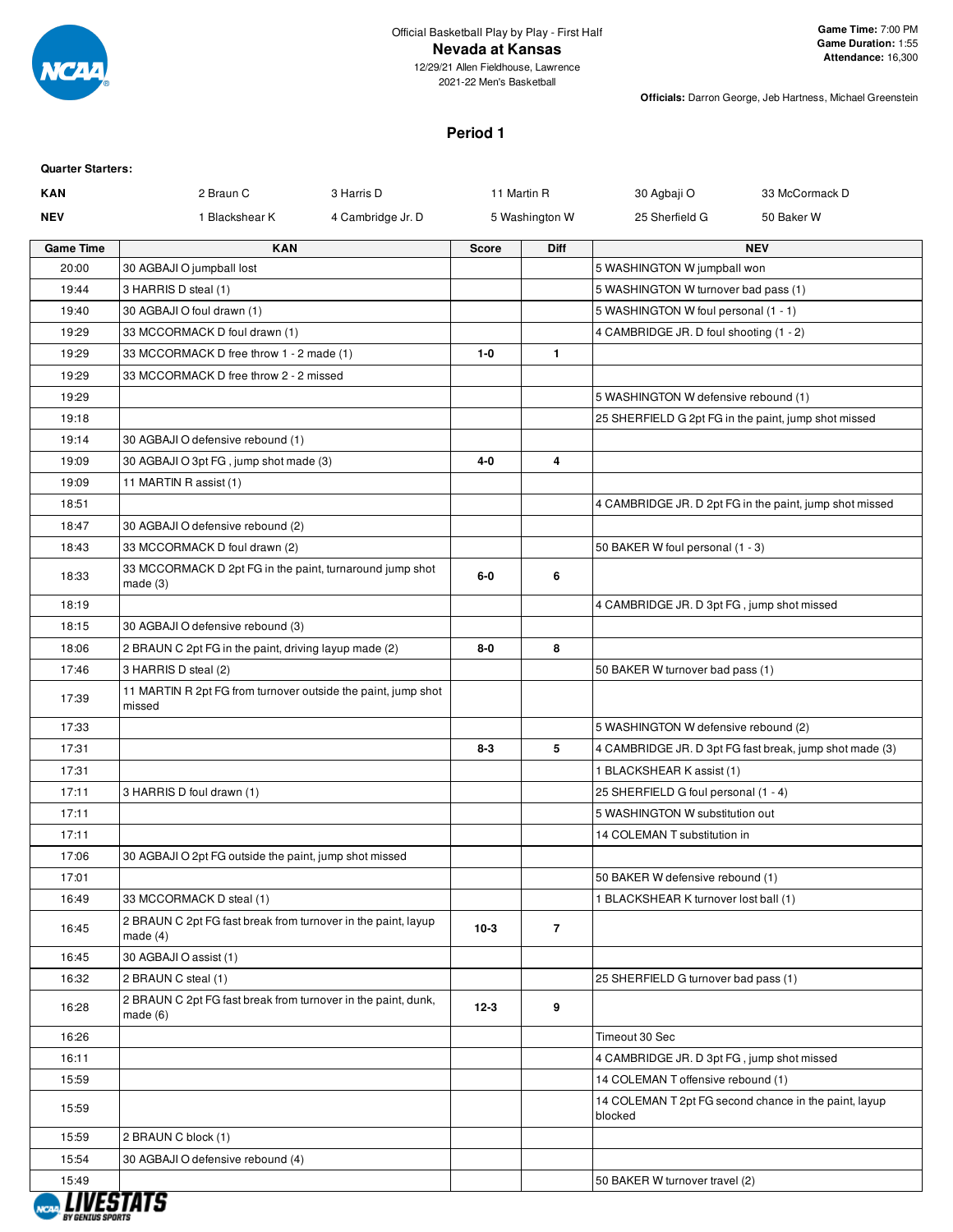Official Basketball Play by Play - First Half

# Nevada at Kansas

12/29/21 Allen Fieldhouse, Lawrence

2021-22 Men's Basketball

**Game Time:** 7:00 PM
**Game Duration:** 1:55
**Attendance:** 16,300

**Officials:** Darron George, Jeb Hartness, Michael Greenstein

## Period 1

**Quarter Starters:**

| | | | | | |
|---|---|---|---|---|---|
| **KAN** | 2 Braun C | 3 Harris D | 11 Martin R | 30 Agbaji O | 33 McCormack D |
| **NEV** | 1 Blackshear K | 4 Cambridge Jr. D | 5 Washington W | 25 Sherfield G | 50 Baker W |

| Game Time | KAN | Score | Diff | NEV |
|---|---|---|---|---|
| 20:00 | 30 AGBAJI O jumpball lost | | | 5 WASHINGTON W jumpball won |
| 19:44 | 3 HARRIS D steal (1) | | | 5 WASHINGTON W turnover bad pass (1) |
| 19:40 | 30 AGBAJI O foul drawn (1) | | | 5 WASHINGTON W foul personal (1 - 1) |
| 19:29 | 33 MCCORMACK D foul drawn (1) | | | 4 CAMBRIDGE JR. D foul shooting (1 - 2) |
| 19:29 | 33 MCCORMACK D free throw 1 - 2 made (1) | 1-0 | 1 | |
| 19:29 | 33 MCCORMACK D free throw 2 - 2 missed | | | |
| 19:29 | | | | 5 WASHINGTON W defensive rebound (1) |
| 19:18 | | | | 25 SHERFIELD G 2pt FG in the paint, jump shot missed |
| 19:14 | 30 AGBAJI O defensive rebound (1) | | | |
| 19:09 | 30 AGBAJI O 3pt FG , jump shot made (3) | 4-0 | 4 | |
| 19:09 | 11 MARTIN R assist (1) | | | |
| 18:51 | | | | 4 CAMBRIDGE JR. D 2pt FG in the paint, jump shot missed |
| 18:47 | 30 AGBAJI O defensive rebound (2) | | | |
| 18:43 | 33 MCCORMACK D foul drawn (2) | | | 50 BAKER W foul personal (1 - 3) |
| 18:33 | 33 MCCORMACK D 2pt FG in the paint, turnaround jump shot made (3) | 6-0 | 6 | |
| 18:19 | | | | 4 CAMBRIDGE JR. D 3pt FG , jump shot missed |
| 18:15 | 30 AGBAJI O defensive rebound (3) | | | |
| 18:06 | 2 BRAUN C 2pt FG in the paint, driving layup made (2) | 8-0 | 8 | |
| 17:46 | 3 HARRIS D steal (2) | | | 50 BAKER W turnover bad pass (1) |
| 17:39 | 11 MARTIN R 2pt FG from turnover outside the paint, jump shot missed | | | |
| 17:33 | | | | 5 WASHINGTON W defensive rebound (2) |
| 17:31 | | 8-3 | 5 | 4 CAMBRIDGE JR. D 3pt FG fast break, jump shot made (3) |
| 17:31 | | | | 1 BLACKSHEAR K assist (1) |
| 17:11 | 3 HARRIS D foul drawn (1) | | | 25 SHERFIELD G foul personal (1 - 4) |
| 17:11 | | | | 5 WASHINGTON W substitution out |
| 17:11 | | | | 14 COLEMAN T substitution in |
| 17:06 | 30 AGBAJI O 2pt FG outside the paint, jump shot missed | | | |
| 17:01 | | | | 50 BAKER W defensive rebound (1) |
| 16:49 | 33 MCCORMACK D steal (1) | | | 1 BLACKSHEAR K turnover lost ball (1) |
| 16:45 | 2 BRAUN C 2pt FG fast break from turnover in the paint, layup made (4) | 10-3 | 7 | |
| 16:45 | 30 AGBAJI O assist (1) | | | |
| 16:32 | 2 BRAUN C steal (1) | | | 25 SHERFIELD G turnover bad pass (1) |
| 16:28 | 2 BRAUN C 2pt FG fast break from turnover in the paint, dunk, made (6) | 12-3 | 9 | |
| 16:26 | | | | Timeout 30 Sec |
| 16:11 | | | | 4 CAMBRIDGE JR. D 3pt FG , jump shot missed |
| 15:59 | | | | 14 COLEMAN T offensive rebound (1) |
| 15:59 | | | | 14 COLEMAN T 2pt FG second chance in the paint, layup blocked |
| 15:59 | 2 BRAUN C block (1) | | | |
| 15:54 | 30 AGBAJI O defensive rebound (4) | | | |
| 15:49 | | | | 50 BAKER W turnover travel (2) |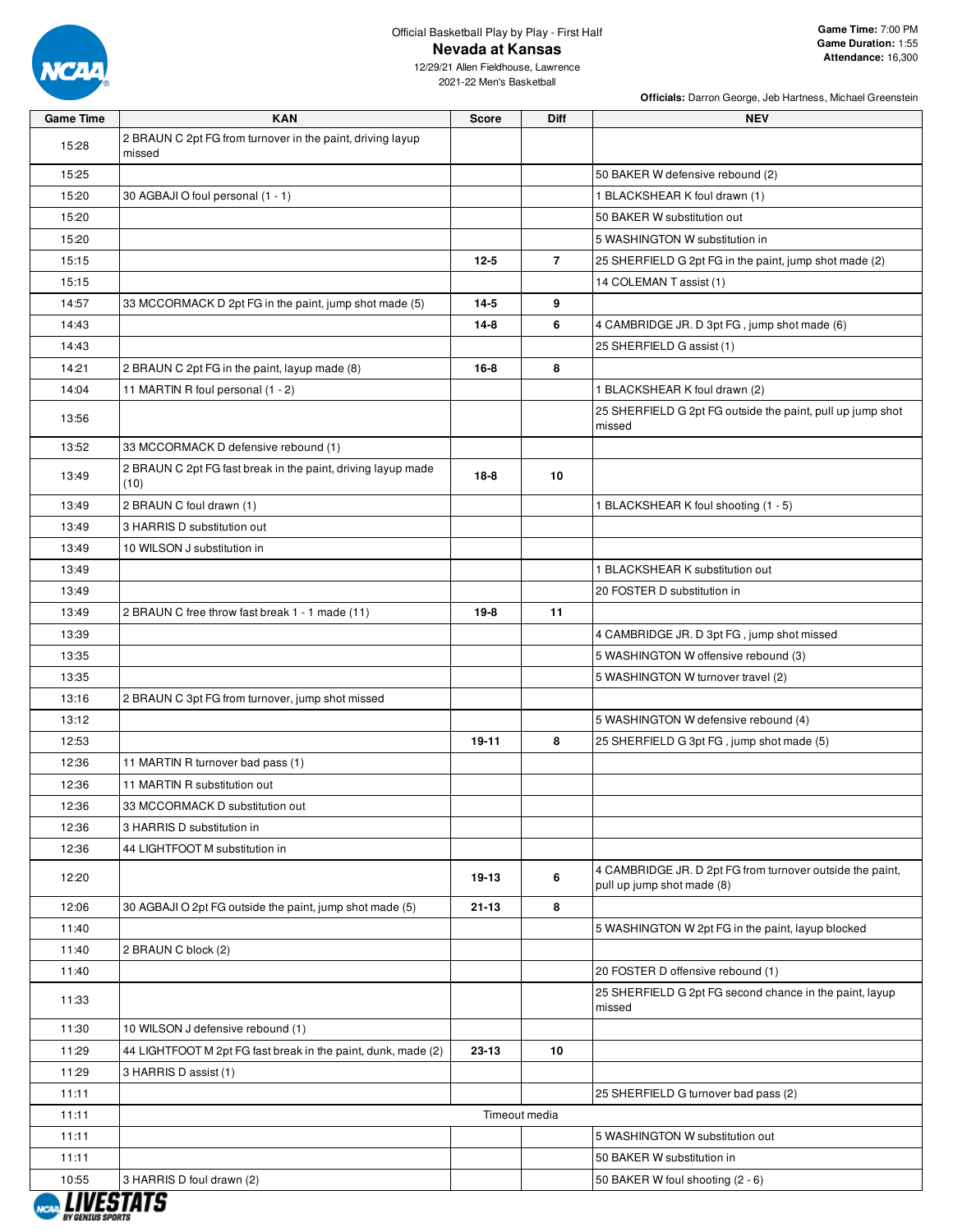Official Basketball Play by Play - First Half

# Nevada at Kansas

12/29/21 Allen Fieldhouse, Lawrence
2021-22 Men's Basketball

**Game Time:** 7:00 PM
**Game Duration:** 1:55
**Attendance:** 16,300

**Officials:** Darron George, Jeb Hartness, Michael Greenstein

| Game Time | KAN | Score | Diff | NEV |
|---|---|---|---|---|
| 15:28 | 2 BRAUN C 2pt FG from turnover in the paint, driving layup missed | | | |
| 15:25 | | | | 50 BAKER W defensive rebound (2) |
| 15:20 | 30 AGBAJI O foul personal (1 - 1) | | | 1 BLACKSHEAR K foul drawn (1) |
| 15:20 | | | | 50 BAKER W substitution out |
| 15:20 | | | | 5 WASHINGTON W substitution in |
| 15:15 | | 12-5 | 7 | 25 SHERFIELD G 2pt FG in the paint, jump shot made (2) |
| 15:15 | | | | 14 COLEMAN T assist (1) |
| 14:57 | 33 MCCORMACK D 2pt FG in the paint, jump shot made (5) | 14-5 | 9 | |
| 14:43 | | 14-8 | 6 | 4 CAMBRIDGE JR. D 3pt FG , jump shot made (6) |
| 14:43 | | | | 25 SHERFIELD G assist (1) |
| 14:21 | 2 BRAUN C 2pt FG in the paint, layup made (8) | 16-8 | 8 | |
| 14:04 | 11 MARTIN R foul personal (1 - 2) | | | 1 BLACKSHEAR K foul drawn (2) |
| 13:56 | | | | 25 SHERFIELD G 2pt FG outside the paint, pull up jump shot missed |
| 13:52 | 33 MCCORMACK D defensive rebound (1) | | | |
| 13:49 | 2 BRAUN C 2pt FG fast break in the paint, driving layup made (10) | 18-8 | 10 | |
| 13:49 | 2 BRAUN C foul drawn (1) | | | 1 BLACKSHEAR K foul shooting (1 - 5) |
| 13:49 | 3 HARRIS D substitution out | | | |
| 13:49 | 10 WILSON J substitution in | | | |
| 13:49 | | | | 1 BLACKSHEAR K substitution out |
| 13:49 | | | | 20 FOSTER D substitution in |
| 13:49 | 2 BRAUN C free throw fast break 1 - 1 made (11) | 19-8 | 11 | |
| 13:39 | | | | 4 CAMBRIDGE JR. D 3pt FG , jump shot missed |
| 13:35 | | | | 5 WASHINGTON W offensive rebound (3) |
| 13:35 | | | | 5 WASHINGTON W turnover travel (2) |
| 13:16 | 2 BRAUN C 3pt FG from turnover, jump shot missed | | | |
| 13:12 | | | | 5 WASHINGTON W defensive rebound (4) |
| 12:53 | | 19-11 | 8 | 25 SHERFIELD G 3pt FG , jump shot made (5) |
| 12:36 | 11 MARTIN R turnover bad pass (1) | | | |
| 12:36 | 11 MARTIN R substitution out | | | |
| 12:36 | 33 MCCORMACK D substitution out | | | |
| 12:36 | 3 HARRIS D substitution in | | | |
| 12:36 | 44 LIGHTFOOT M substitution in | | | |
| 12:20 | | 19-13 | 6 | 4 CAMBRIDGE JR. D 2pt FG from turnover outside the paint, pull up jump shot made (8) |
| 12:06 | 30 AGBAJI O 2pt FG outside the paint, jump shot made (5) | 21-13 | 8 | |
| 11:40 | | | | 5 WASHINGTON W 2pt FG in the paint, layup blocked |
| 11:40 | 2 BRAUN C block (2) | | | |
| 11:40 | | | | 20 FOSTER D offensive rebound (1) |
| 11:33 | | | | 25 SHERFIELD G 2pt FG second chance in the paint, layup missed |
| 11:30 | 10 WILSON J defensive rebound (1) | | | |
| 11:29 | 44 LIGHTFOOT M 2pt FG fast break in the paint, dunk, made (2) | 23-13 | 10 | |
| 11:29 | 3 HARRIS D assist (1) | | | |
| 11:11 | | | | 25 SHERFIELD G turnover bad pass (2) |
| 11:11 | Timeout media | | | |
| 11:11 | | | | 5 WASHINGTON W substitution out |
| 11:11 | | | | 50 BAKER W substitution in |
| 10:55 | 3 HARRIS D foul drawn (2) | | | 50 BAKER W foul shooting (2 - 6) |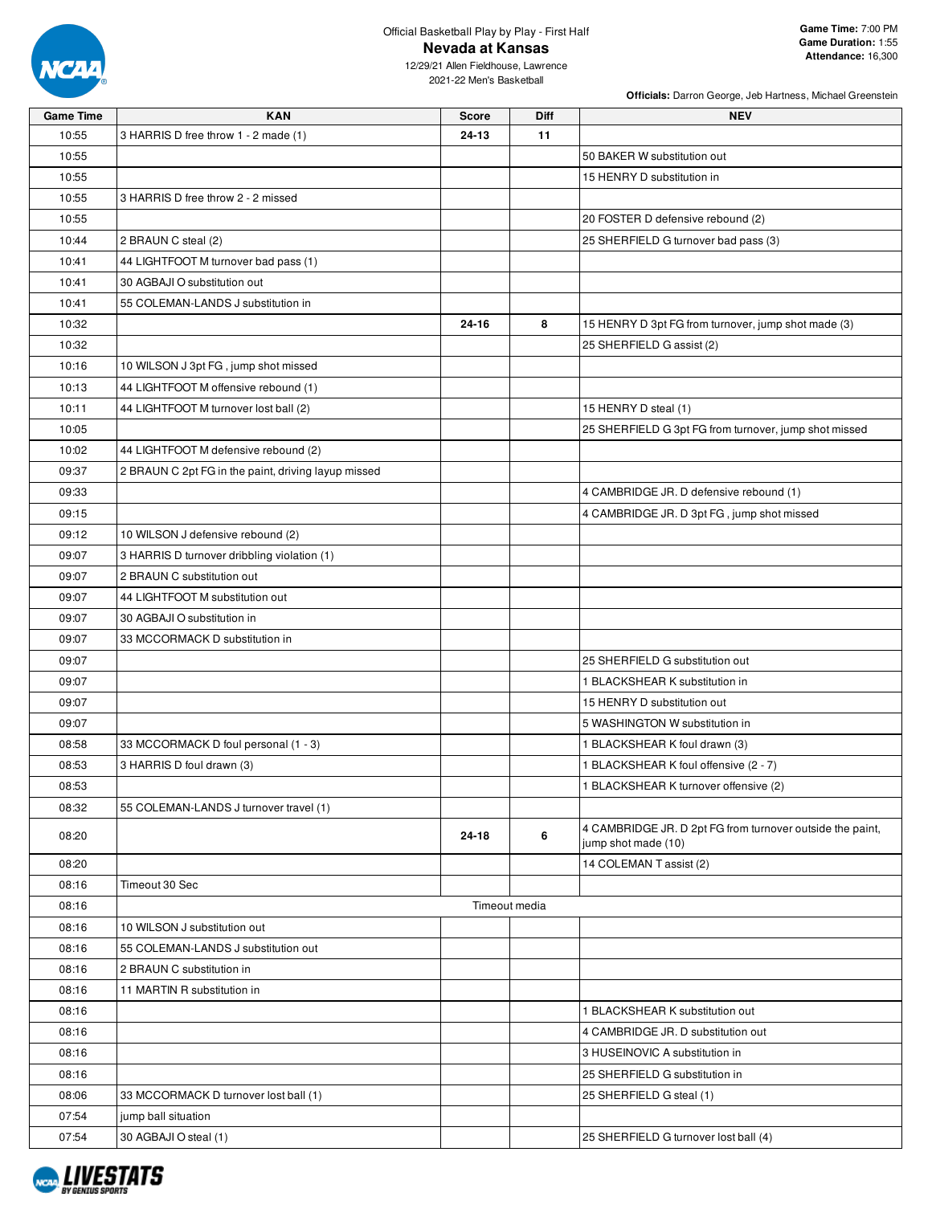Official Basketball Play by Play - First Half

# Nevada at Kansas

12/29/21 Allen Fieldhouse, Lawrence
2021-22 Men's Basketball

**Game Time:** 7:00 PM
**Game Duration:** 1:55
**Attendance:** 16,300

**Officials:** Darron George, Jeb Hartness, Michael Greenstein

| Game Time | KAN | Score | Diff | NEV |
|---|---|---|---|---|
| 10:55 | 3 HARRIS D free throw 1 - 2 made (1) | **24-13** | **11** | |
| 10:55 | | | | 50 BAKER W substitution out |
| 10:55 | | | | 15 HENRY D substitution in |
| 10:55 | 3 HARRIS D free throw 2 - 2 missed | | | |
| 10:55 | | | | 20 FOSTER D defensive rebound (2) |
| 10:44 | 2 BRAUN C steal (2) | | | 25 SHERFIELD G turnover bad pass (3) |
| 10:41 | 44 LIGHTFOOT M turnover bad pass (1) | | | |
| 10:41 | 30 AGBAJI O substitution out | | | |
| 10:41 | 55 COLEMAN-LANDS J substitution in | | | |
| 10:32 | | **24-16** | **8** | 15 HENRY D 3pt FG from turnover, jump shot made (3) |
| 10:32 | | | | 25 SHERFIELD G assist (2) |
| 10:16 | 10 WILSON J 3pt FG , jump shot missed | | | |
| 10:13 | 44 LIGHTFOOT M offensive rebound (1) | | | |
| 10:11 | 44 LIGHTFOOT M turnover lost ball (2) | | | 15 HENRY D steal (1) |
| 10:05 | | | | 25 SHERFIELD G 3pt FG from turnover, jump shot missed |
| 10:02 | 44 LIGHTFOOT M defensive rebound (2) | | | |
| 09:37 | 2 BRAUN C 2pt FG in the paint, driving layup missed | | | |
| 09:33 | | | | 4 CAMBRIDGE JR. D defensive rebound (1) |
| 09:15 | | | | 4 CAMBRIDGE JR. D 3pt FG , jump shot missed |
| 09:12 | 10 WILSON J defensive rebound (2) | | | |
| 09:07 | 3 HARRIS D turnover dribbling violation (1) | | | |
| 09:07 | 2 BRAUN C substitution out | | | |
| 09:07 | 44 LIGHTFOOT M substitution out | | | |
| 09:07 | 30 AGBAJI O substitution in | | | |
| 09:07 | 33 MCCORMACK D substitution in | | | |
| 09:07 | | | | 25 SHERFIELD G substitution out |
| 09:07 | | | | 1 BLACKSHEAR K substitution in |
| 09:07 | | | | 15 HENRY D substitution out |
| 09:07 | | | | 5 WASHINGTON W substitution in |
| 08:58 | 33 MCCORMACK D foul personal (1 - 3) | | | 1 BLACKSHEAR K foul drawn (3) |
| 08:53 | 3 HARRIS D foul drawn (3) | | | 1 BLACKSHEAR K foul offensive (2 - 7) |
| 08:53 | | | | 1 BLACKSHEAR K turnover offensive (2) |
| 08:32 | 55 COLEMAN-LANDS J turnover travel (1) | | | |
| 08:20 | | **24-18** | **6** | 4 CAMBRIDGE JR. D 2pt FG from turnover outside the paint, jump shot made (10) |
| 08:20 | | | | 14 COLEMAN T assist (2) |
| 08:16 | Timeout 30 Sec | | | |
| 08:16 | | Timeout media | | |
| 08:16 | 10 WILSON J substitution out | | | |
| 08:16 | 55 COLEMAN-LANDS J substitution out | | | |
| 08:16 | 2 BRAUN C substitution in | | | |
| 08:16 | 11 MARTIN R substitution in | | | |
| 08:16 | | | | 1 BLACKSHEAR K substitution out |
| 08:16 | | | | 4 CAMBRIDGE JR. D substitution out |
| 08:16 | | | | 3 HUSEINOVIC A substitution in |
| 08:16 | | | | 25 SHERFIELD G substitution in |
| 08:06 | 33 MCCORMACK D turnover lost ball (1) | | | 25 SHERFIELD G steal (1) |
| 07:54 | jump ball situation | | | |
| 07:54 | 30 AGBAJI O steal (1) | | | 25 SHERFIELD G turnover lost ball (4) |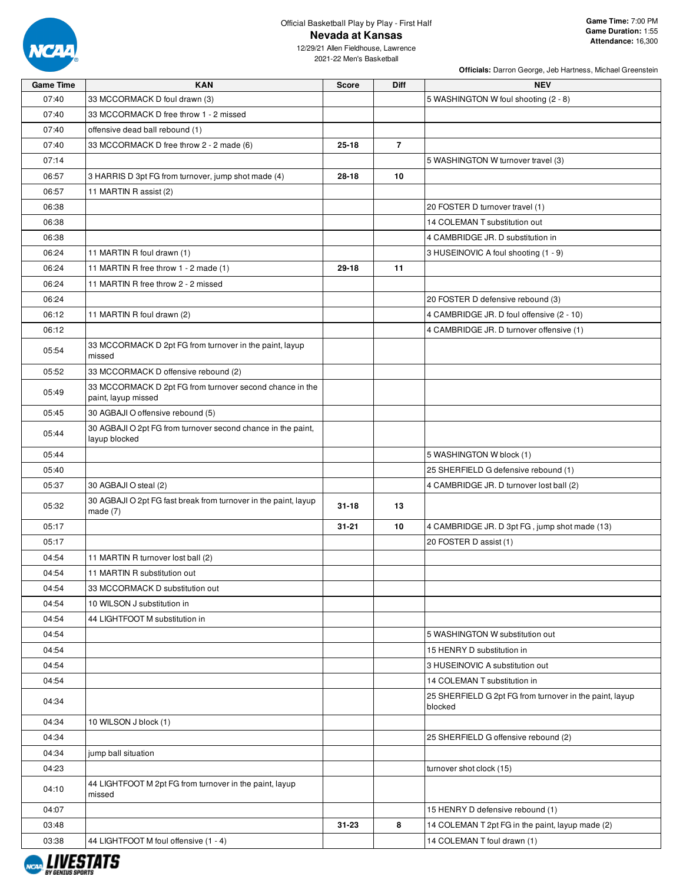Official Basketball Play by Play - First Half

# Nevada at Kansas

12/29/21 Allen Fieldhouse, Lawrence
2021-22 Men's Basketball

**Game Time:** 7:00 PM
**Game Duration:** 1:55
**Attendance:** 16,300

**Officials:** Darron George, Jeb Hartness, Michael Greenstein

| Game Time | KAN | Score | Diff | NEV |
|---|---|---|---|---|
| 07:40 | 33 MCCORMACK D foul drawn (3) | | | 5 WASHINGTON W foul shooting (2 - 8) |
| 07:40 | 33 MCCORMACK D free throw 1 - 2 missed | | | |
| 07:40 | offensive dead ball rebound (1) | | | |
| 07:40 | 33 MCCORMACK D free throw 2 - 2 made (6) | 25-18 | 7 | |
| 07:14 | | | | 5 WASHINGTON W turnover travel (3) |
| 06:57 | 3 HARRIS D 3pt FG from turnover, jump shot made (4) | 28-18 | 10 | |
| 06:57 | 11 MARTIN R assist (2) | | | |
| 06:38 | | | | 20 FOSTER D turnover travel (1) |
| 06:38 | | | | 14 COLEMAN T substitution out |
| 06:38 | | | | 4 CAMBRIDGE JR. D substitution in |
| 06:24 | 11 MARTIN R foul drawn (1) | | | 3 HUSEINOVIC A foul shooting (1 - 9) |
| 06:24 | 11 MARTIN R free throw 1 - 2 made (1) | 29-18 | 11 | |
| 06:24 | 11 MARTIN R free throw 2 - 2 missed | | | |
| 06:24 | | | | 20 FOSTER D defensive rebound (3) |
| 06:12 | 11 MARTIN R foul drawn (2) | | | 4 CAMBRIDGE JR. D foul offensive (2 - 10) |
| 06:12 | | | | 4 CAMBRIDGE JR. D turnover offensive (1) |
| 05:54 | 33 MCCORMACK D 2pt FG from turnover in the paint, layup missed | | | |
| 05:52 | 33 MCCORMACK D offensive rebound (2) | | | |
| 05:49 | 33 MCCORMACK D 2pt FG from turnover second chance in the paint, layup missed | | | |
| 05:45 | 30 AGBAJI O offensive rebound (5) | | | |
| 05:44 | 30 AGBAJI O 2pt FG from turnover second chance in the paint, layup blocked | | | |
| 05:44 | | | | 5 WASHINGTON W block (1) |
| 05:40 | | | | 25 SHERFIELD G defensive rebound (1) |
| 05:37 | 30 AGBAJI O steal (2) | | | 4 CAMBRIDGE JR. D turnover lost ball (2) |
| 05:32 | 30 AGBAJI O 2pt FG fast break from turnover in the paint, layup made (7) | 31-18 | 13 | |
| 05:17 | | 31-21 | 10 | 4 CAMBRIDGE JR. D 3pt FG , jump shot made (13) |
| 05:17 | | | | 20 FOSTER D assist (1) |
| 04:54 | 11 MARTIN R turnover lost ball (2) | | | |
| 04:54 | 11 MARTIN R substitution out | | | |
| 04:54 | 33 MCCORMACK D substitution out | | | |
| 04:54 | 10 WILSON J substitution in | | | |
| 04:54 | 44 LIGHTFOOT M substitution in | | | |
| 04:54 | | | | 5 WASHINGTON W substitution out |
| 04:54 | | | | 15 HENRY D substitution in |
| 04:54 | | | | 3 HUSEINOVIC A substitution out |
| 04:54 | | | | 14 COLEMAN T substitution in |
| 04:34 | | | | 25 SHERFIELD G 2pt FG from turnover in the paint, layup blocked |
| 04:34 | 10 WILSON J block (1) | | | |
| 04:34 | | | | 25 SHERFIELD G offensive rebound (2) |
| 04:34 | jump ball situation | | | |
| 04:23 | | | | turnover shot clock (15) |
| 04:10 | 44 LIGHTFOOT M 2pt FG from turnover in the paint, layup missed | | | |
| 04:07 | | | | 15 HENRY D defensive rebound (1) |
| 03:48 | | 31-23 | 8 | 14 COLEMAN T 2pt FG in the paint, layup made (2) |
| 03:38 | 44 LIGHTFOOT M foul offensive (1 - 4) | | | 14 COLEMAN T foul drawn (1) |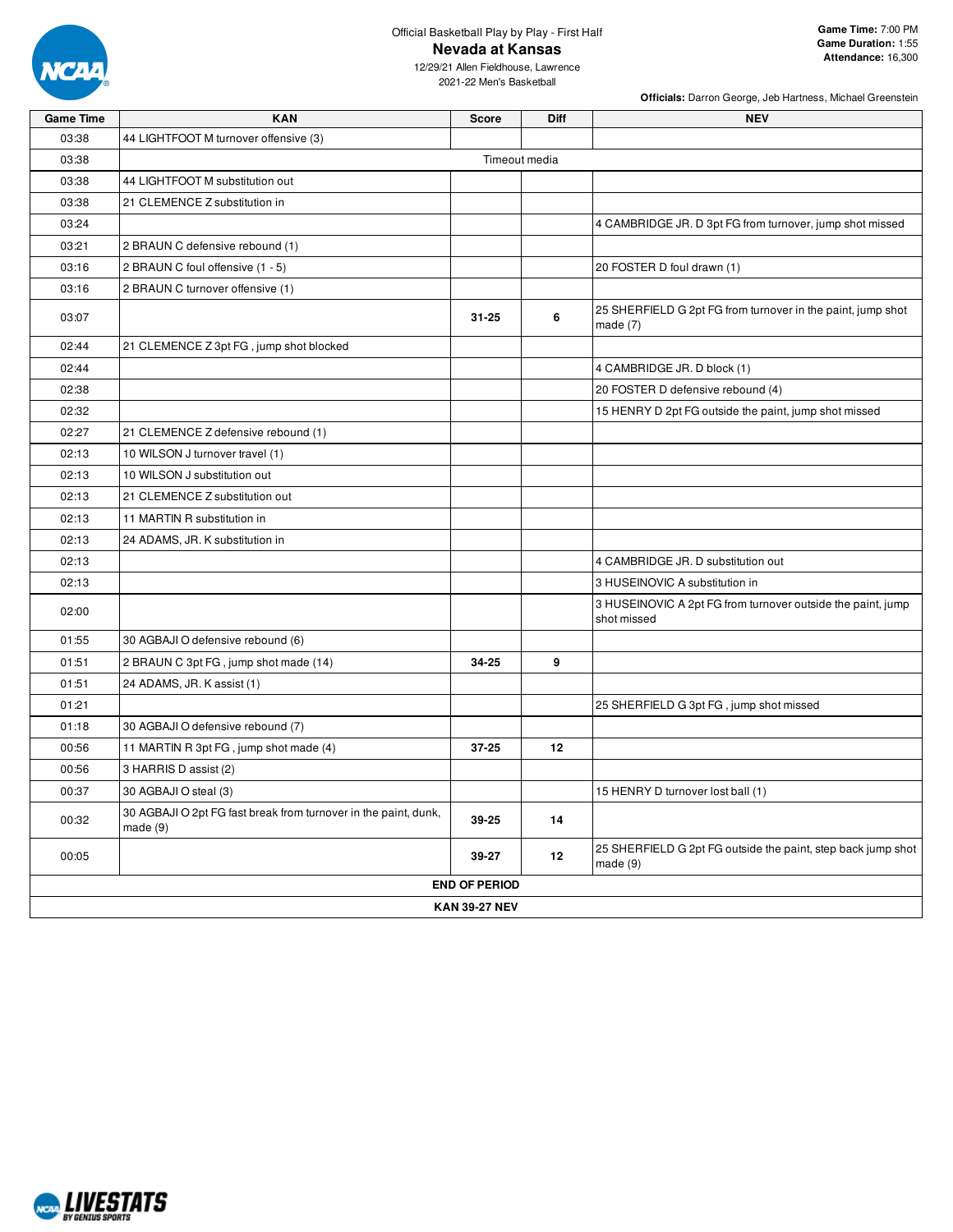Official Basketball Play by Play - First Half

# Nevada at Kansas

12/29/21 Allen Fieldhouse, Lawrence

2021-22 Men's Basketball

**Game Time:** 7:00 PM
**Game Duration:** 1:55
**Attendance:** 16,300

**Officials:** Darron George, Jeb Hartness, Michael Greenstein

| Game Time | KAN | Score | Diff | NEV |
|---|---|---|---|---|
| 03:38 | 44 LIGHTFOOT M turnover offensive (3) | | | |
| 03:38 | | Timeout media | | |
| 03:38 | 44 LIGHTFOOT M substitution out | | | |
| 03:38 | 21 CLEMENCE Z substitution in | | | |
| 03:24 | | | | 4 CAMBRIDGE JR. D 3pt FG from turnover, jump shot missed |
| 03:21 | 2 BRAUN C defensive rebound (1) | | | |
| 03:16 | 2 BRAUN C foul offensive (1 - 5) | | | 20 FOSTER D foul drawn (1) |
| 03:16 | 2 BRAUN C turnover offensive (1) | | | |
| 03:07 | | 31-25 | 6 | 25 SHERFIELD G 2pt FG from turnover in the paint, jump shot made (7) |
| 02:44 | 21 CLEMENCE Z 3pt FG , jump shot blocked | | | |
| 02:44 | | | | 4 CAMBRIDGE JR. D block (1) |
| 02:38 | | | | 20 FOSTER D defensive rebound (4) |
| 02:32 | | | | 15 HENRY D 2pt FG outside the paint, jump shot missed |
| 02:27 | 21 CLEMENCE Z defensive rebound (1) | | | |
| 02:13 | 10 WILSON J turnover travel (1) | | | |
| 02:13 | 10 WILSON J substitution out | | | |
| 02:13 | 21 CLEMENCE Z substitution out | | | |
| 02:13 | 11 MARTIN R substitution in | | | |
| 02:13 | 24 ADAMS, JR. K substitution in | | | |
| 02:13 | | | | 4 CAMBRIDGE JR. D substitution out |
| 02:13 | | | | 3 HUSEINOVIC A substitution in |
| 02:00 | | | | 3 HUSEINOVIC A 2pt FG from turnover outside the paint, jump shot missed |
| 01:55 | 30 AGBAJI O defensive rebound (6) | | | |
| 01:51 | 2 BRAUN C 3pt FG , jump shot made (14) | 34-25 | 9 | |
| 01:51 | 24 ADAMS, JR. K assist (1) | | | |
| 01:21 | | | | 25 SHERFIELD G 3pt FG , jump shot missed |
| 01:18 | 30 AGBAJI O defensive rebound (7) | | | |
| 00:56 | 11 MARTIN R 3pt FG , jump shot made (4) | 37-25 | 12 | |
| 00:56 | 3 HARRIS D assist (2) | | | |
| 00:37 | 30 AGBAJI O steal (3) | | | 15 HENRY D turnover lost ball (1) |
| 00:32 | 30 AGBAJI O 2pt FG fast break from turnover in the paint, dunk, made (9) | 39-25 | 14 | |
| 00:05 | | 39-27 | 12 | 25 SHERFIELD G 2pt FG outside the paint, step back jump shot made (9) |
| | **END OF PERIOD** | | | |
| | **KAN 39-27 NEV** | | | |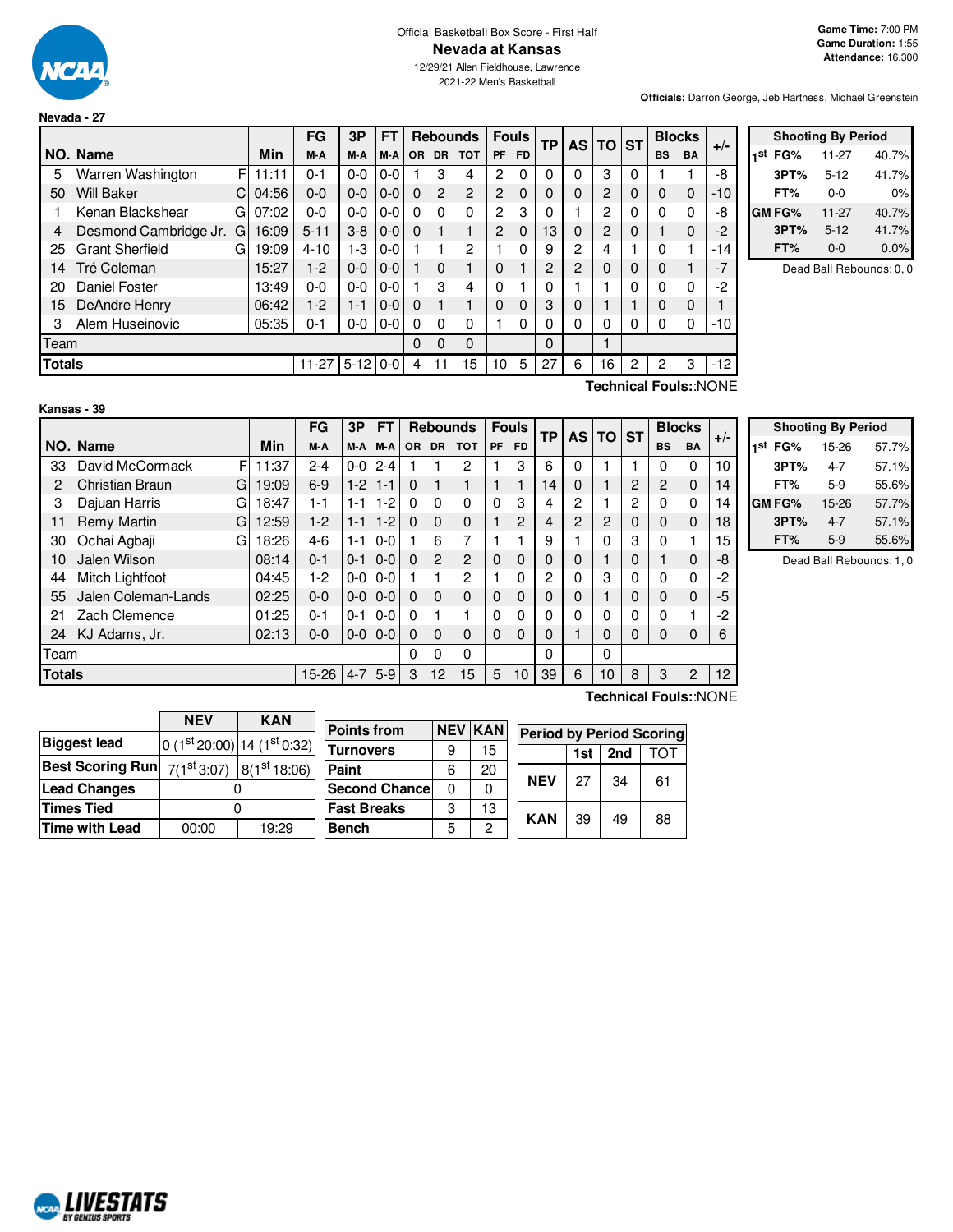Official Basketball Box Score - First Half

# Nevada at Kansas

12/29/21 Allen Fieldhouse, Lawrence

2021-22 Men's Basketball

**Game Time:** 7:00 PM
**Game Duration:** 1:55
**Attendance:** 16,300

**Officials:** Darron George, Jeb Hartness, Michael Greenstein

## Nevada - 27

| NO. | Name | | Min | FG M-A | 3P M-A | FT M-A | OR | DR | TOT | PF | FD | TP | AS | TO | ST | BS | BA | +/- |
|---|---|---|---|---|---|---|---|---|---|---|---|---|---|---|---|---|---|---|
| 5 | Warren Washington | F | 11:11 | 0-1 | 0-0 | 0-0 | 1 | 3 | 4 | 2 | 0 | 0 | 0 | 3 | 0 | 1 | 1 | -8 |
| 50 | Will Baker | C | 04:56 | 0-0 | 0-0 | 0-0 | 0 | 2 | 2 | 2 | 0 | 0 | 0 | 2 | 0 | 0 | 0 | -10 |
| 1 | Kenan Blackshear | G | 07:02 | 0-0 | 0-0 | 0-0 | 0 | 0 | 0 | 2 | 3 | 0 | 1 | 2 | 0 | 0 | 0 | -8 |
| 4 | Desmond Cambridge Jr. | G | 16:09 | 5-11 | 3-8 | 0-0 | 0 | 1 | 1 | 2 | 0 | 13 | 0 | 2 | 0 | 1 | 0 | -2 |
| 25 | Grant Sherfield | G | 19:09 | 4-10 | 1-3 | 0-0 | 1 | 1 | 2 | 1 | 0 | 9 | 2 | 4 | 1 | 0 | 1 | -14 |
| 14 | Tré Coleman | | 15:27 | 1-2 | 0-0 | 0-0 | 1 | 0 | 1 | 0 | 1 | 2 | 2 | 0 | 0 | 0 | 1 | -7 |
| 20 | Daniel Foster | | 13:49 | 0-0 | 0-0 | 0-0 | 1 | 3 | 4 | 0 | 1 | 0 | 1 | 1 | 0 | 0 | 0 | -2 |
| 15 | DeAndre Henry | | 06:42 | 1-2 | 1-1 | 0-0 | 0 | 1 | 1 | 0 | 0 | 3 | 0 | 1 | 1 | 0 | 0 | 1 |
| 3 | Alem Huseinovic | | 05:35 | 0-1 | 0-0 | 0-0 | 0 | 0 | 0 | 1 | 0 | 0 | 0 | 0 | 0 | 0 | 0 | -10 |
| | Team | | | | | | 0 | 0 | 0 | | | 0 | | 1 | | | | |
| | **Totals** | | | 11-27 | 5-12 | 0-0 | 4 | 11 | 15 | 10 | 5 | 27 | 6 | 16 | 2 | 2 | 3 | -12 |

Technical Fouls::NONE

| Shooting By Period | | |
|---|---|---|
| 1st FG% | 11-27 | 40.7% |
| 3PT% | 5-12 | 41.7% |
| FT% | 0-0 | 0% |
| GM FG% | 11-27 | 40.7% |
| 3PT% | 5-12 | 41.7% |
| FT% | 0-0 | 0.0% |

Dead Ball Rebounds: 0, 0

## Kansas - 39

| NO. | Name | | Min | FG M-A | 3P M-A | FT M-A | OR | DR | TOT | PF | FD | TP | AS | TO | ST | BS | BA | +/- |
|---|---|---|---|---|---|---|---|---|---|---|---|---|---|---|---|---|---|---|
| 33 | David McCormack | F | 11:37 | 2-4 | 0-0 | 2-4 | 1 | 1 | 2 | 1 | 3 | 6 | 0 | 1 | 1 | 0 | 0 | 10 |
| 2 | Christian Braun | G | 19:09 | 6-9 | 1-2 | 1-1 | 0 | 1 | 1 | 1 | 1 | 14 | 0 | 1 | 2 | 2 | 0 | 14 |
| 3 | Dajuan Harris | G | 18:47 | 1-1 | 1-1 | 1-2 | 0 | 0 | 0 | 0 | 3 | 4 | 2 | 1 | 2 | 0 | 0 | 14 |
| 11 | Remy Martin | G | 12:59 | 1-2 | 1-1 | 1-2 | 0 | 0 | 0 | 1 | 2 | 4 | 2 | 2 | 0 | 0 | 0 | 18 |
| 30 | Ochai Agbaji | G | 18:26 | 4-6 | 1-1 | 0-0 | 1 | 6 | 7 | 1 | 1 | 9 | 1 | 0 | 3 | 0 | 1 | 15 |
| 10 | Jalen Wilson | | 08:14 | 0-1 | 0-1 | 0-0 | 0 | 2 | 2 | 0 | 0 | 0 | 0 | 1 | 0 | 1 | 0 | -8 |
| 44 | Mitch Lightfoot | | 04:45 | 1-2 | 0-0 | 0-0 | 1 | 1 | 2 | 1 | 0 | 2 | 0 | 3 | 0 | 0 | 0 | -2 |
| 55 | Jalen Coleman-Lands | | 02:25 | 0-0 | 0-0 | 0-0 | 0 | 0 | 0 | 0 | 0 | 0 | 0 | 1 | 0 | 0 | 0 | -5 |
| 21 | Zach Clemence | | 01:25 | 0-1 | 0-1 | 0-0 | 0 | 1 | 1 | 0 | 0 | 0 | 0 | 0 | 0 | 0 | 1 | -2 |
| 24 | KJ Adams, Jr. | | 02:13 | 0-0 | 0-0 | 0-0 | 0 | 0 | 0 | 0 | 0 | 0 | 1 | 0 | 0 | 0 | 0 | 6 |
| | Team | | | | | | 0 | 0 | 0 | | | 0 | | 0 | | | | |
| | **Totals** | | | 15-26 | 4-7 | 5-9 | 3 | 12 | 15 | 5 | 10 | 39 | 6 | 10 | 8 | 3 | 2 | 12 |

Technical Fouls::NONE

| Shooting By Period | | |
|---|---|---|
| 1st FG% | 15-26 | 57.7% |
| 3PT% | 4-7 | 57.1% |
| FT% | 5-9 | 55.6% |
| GM FG% | 15-26 | 57.7% |
| 3PT% | 4-7 | 57.1% |
| FT% | 5-9 | 55.6% |

Dead Ball Rebounds: 1, 0

| | NEV | KAN |
|---|---|---|
| **Biggest lead** | 0 (1st 20:00) | 14 (1st 0:32) |
| **Best Scoring Run** | 7(1st 3:07) | 8(1st 18:06) |
| **Lead Changes** | 0 | |
| **Times Tied** | 0 | |
| **Time with Lead** | 00:00 | 19:29 |

| Points from | NEV | KAN |
|---|---|---|
| Turnovers | 9 | 15 |
| Paint | 6 | 20 |
| Second Chance | 0 | 0 |
| Fast Breaks | 3 | 13 |
| Bench | 5 | 2 |

| Period by Period Scoring | 1st | 2nd | TOT |
|---|---|---|---|
| NEV | 27 | 34 | 61 |
| KAN | 39 | 49 | 88 |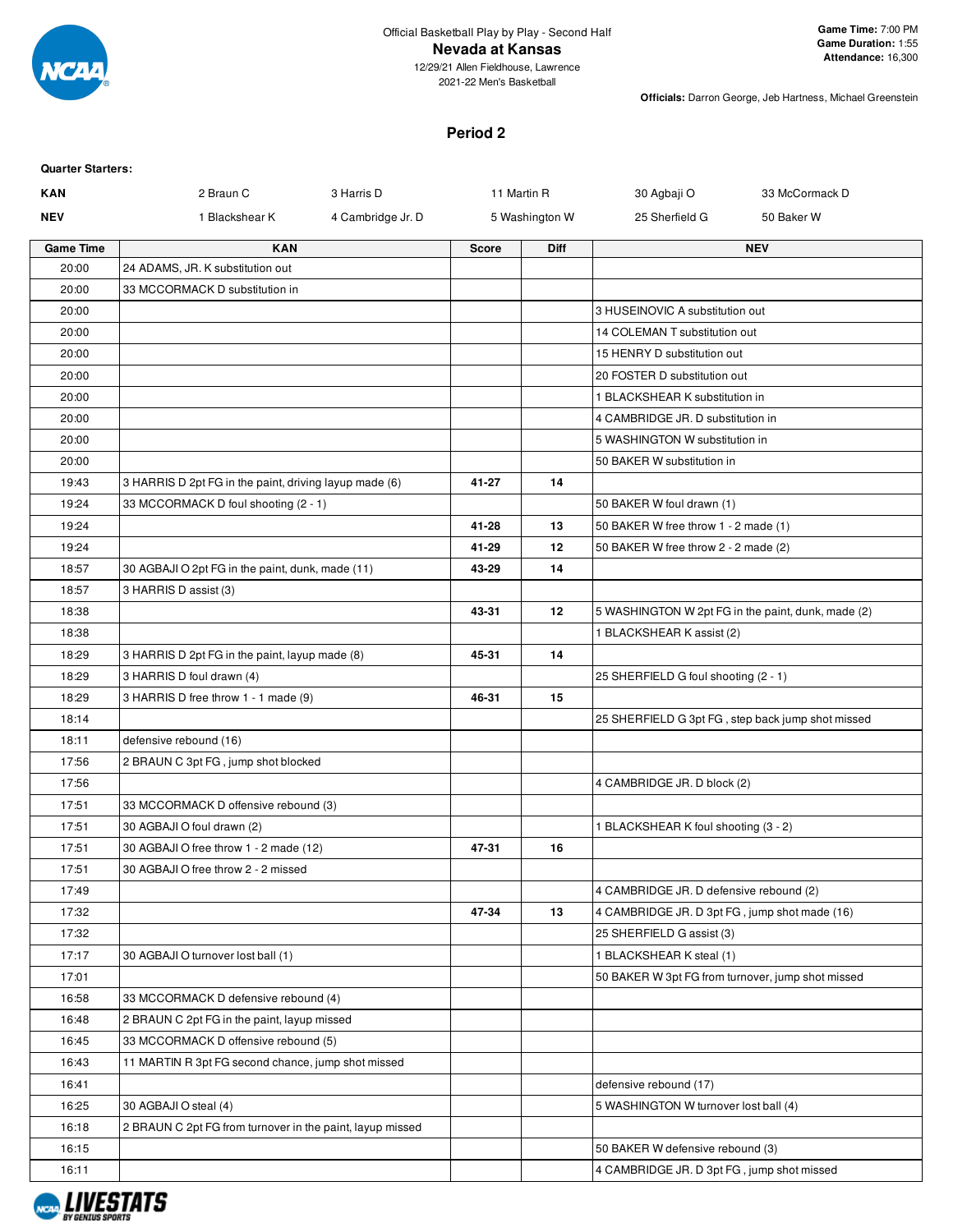Official Basketball Play by Play - Second Half

# Nevada at Kansas

12/29/21 Allen Fieldhouse, Lawrence

2021-22 Men's Basketball

**Game Time:** 7:00 PM
**Game Duration:** 1:55
**Attendance:** 16,300

**Officials:** Darron George, Jeb Hartness, Michael Greenstein

## Period 2

**Quarter Starters:**

| | | | | | |
|---|---|---|---|---|---|
| **KAN** | 2 Braun C | 3 Harris D | 11 Martin R | 30 Agbaji O | 33 McCormack D |
| **NEV** | 1 Blackshear K | 4 Cambridge Jr. D | 5 Washington W | 25 Sherfield G | 50 Baker W |

| Game Time | KAN | Score | Diff | NEV |
|---|---|---|---|---|
| 20:00 | 24 ADAMS, JR. K substitution out | | | |
| 20:00 | 33 MCCORMACK D substitution in | | | |
| 20:00 | | | | 3 HUSEINOVIC A substitution out |
| 20:00 | | | | 14 COLEMAN T substitution out |
| 20:00 | | | | 15 HENRY D substitution out |
| 20:00 | | | | 20 FOSTER D substitution out |
| 20:00 | | | | 1 BLACKSHEAR K substitution in |
| 20:00 | | | | 4 CAMBRIDGE JR. D substitution in |
| 20:00 | | | | 5 WASHINGTON W substitution in |
| 20:00 | | | | 50 BAKER W substitution in |
| 19:43 | 3 HARRIS D 2pt FG in the paint, driving layup made (6) | 41-27 | 14 | |
| 19:24 | 33 MCCORMACK D foul shooting (2 - 1) | | | 50 BAKER W foul drawn (1) |
| 19:24 | | 41-28 | 13 | 50 BAKER W free throw 1 - 2 made (1) |
| 19:24 | | 41-29 | 12 | 50 BAKER W free throw 2 - 2 made (2) |
| 18:57 | 30 AGBAJI O 2pt FG in the paint, dunk, made (11) | 43-29 | 14 | |
| 18:57 | 3 HARRIS D assist (3) | | | |
| 18:38 | | 43-31 | 12 | 5 WASHINGTON W 2pt FG in the paint, dunk, made (2) |
| 18:38 | | | | 1 BLACKSHEAR K assist (2) |
| 18:29 | 3 HARRIS D 2pt FG in the paint, layup made (8) | 45-31 | 14 | |
| 18:29 | 3 HARRIS D foul drawn (4) | | | 25 SHERFIELD G foul shooting (2 - 1) |
| 18:29 | 3 HARRIS D free throw 1 - 1 made (9) | 46-31 | 15 | |
| 18:14 | | | | 25 SHERFIELD G 3pt FG , step back jump shot missed |
| 18:11 | defensive rebound (16) | | | |
| 17:56 | 2 BRAUN C 3pt FG , jump shot blocked | | | |
| 17:56 | | | | 4 CAMBRIDGE JR. D block (2) |
| 17:51 | 33 MCCORMACK D offensive rebound (3) | | | |
| 17:51 | 30 AGBAJI O foul drawn (2) | | | 1 BLACKSHEAR K foul shooting (3 - 2) |
| 17:51 | 30 AGBAJI O free throw 1 - 2 made (12) | 47-31 | 16 | |
| 17:51 | 30 AGBAJI O free throw 2 - 2 missed | | | |
| 17:49 | | | | 4 CAMBRIDGE JR. D defensive rebound (2) |
| 17:32 | | 47-34 | 13 | 4 CAMBRIDGE JR. D 3pt FG , jump shot made (16) |
| 17:32 | | | | 25 SHERFIELD G assist (3) |
| 17:17 | 30 AGBAJI O turnover lost ball (1) | | | 1 BLACKSHEAR K steal (1) |
| 17:01 | | | | 50 BAKER W 3pt FG from turnover, jump shot missed |
| 16:58 | 33 MCCORMACK D defensive rebound (4) | | | |
| 16:48 | 2 BRAUN C 2pt FG in the paint, layup missed | | | |
| 16:45 | 33 MCCORMACK D offensive rebound (5) | | | |
| 16:43 | 11 MARTIN R 3pt FG second chance, jump shot missed | | | |
| 16:41 | | | | defensive rebound (17) |
| 16:25 | 30 AGBAJI O steal (4) | | | 5 WASHINGTON W turnover lost ball (4) |
| 16:18 | 2 BRAUN C 2pt FG from turnover in the paint, layup missed | | | |
| 16:15 | | | | 50 BAKER W defensive rebound (3) |
| 16:11 | | | | 4 CAMBRIDGE JR. D 3pt FG , jump shot missed |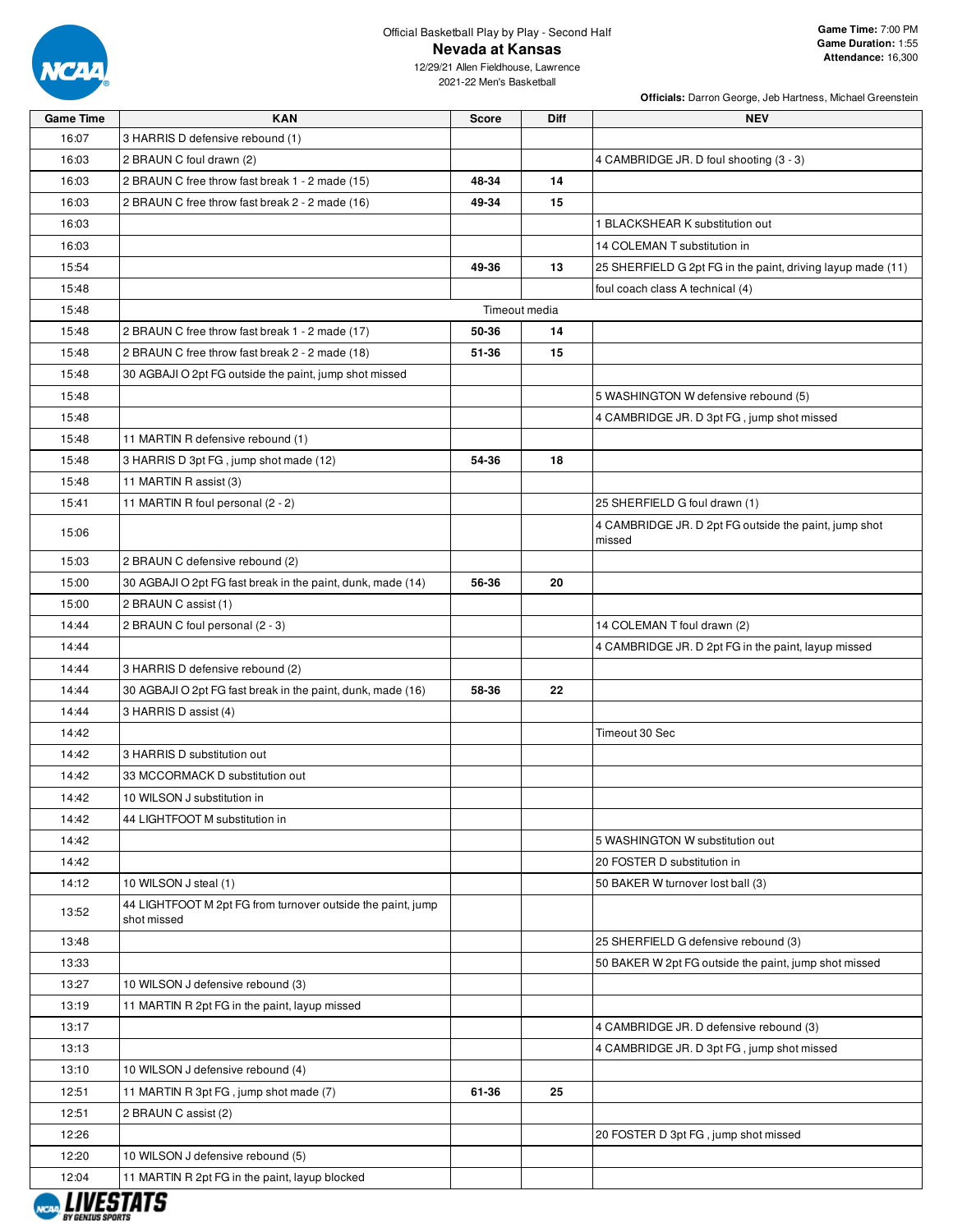Official Basketball Play by Play - Second Half

# Nevada at Kansas

12/29/21 Allen Fieldhouse, Lawrence
2021-22 Men's Basketball

**Game Time:** 7:00 PM
**Game Duration:** 1:55
**Attendance:** 16,300

**Officials:** Darron George, Jeb Hartness, Michael Greenstein

| Game Time | KAN | Score | Diff | NEV |
|---|---|---|---|---|
| 16:07 | 3 HARRIS D defensive rebound (1) | | | |
| 16:03 | 2 BRAUN C foul drawn (2) | | | 4 CAMBRIDGE JR. D foul shooting (3 - 3) |
| 16:03 | 2 BRAUN C free throw fast break 1 - 2 made (15) | **48-34** | **14** | |
| 16:03 | 2 BRAUN C free throw fast break 2 - 2 made (16) | **49-34** | **15** | |
| 16:03 | | | | 1 BLACKSHEAR K substitution out |
| 16:03 | | | | 14 COLEMAN T substitution in |
| 15:54 | | **49-36** | **13** | 25 SHERFIELD G 2pt FG in the paint, driving layup made (11) |
| 15:48 | | | | foul coach class A technical (4) |
| 15:48 | | Timeout media | | |
| 15:48 | 2 BRAUN C free throw fast break 1 - 2 made (17) | **50-36** | **14** | |
| 15:48 | 2 BRAUN C free throw fast break 2 - 2 made (18) | **51-36** | **15** | |
| 15:48 | 30 AGBAJI O 2pt FG outside the paint, jump shot missed | | | |
| 15:48 | | | | 5 WASHINGTON W defensive rebound (5) |
| 15:48 | | | | 4 CAMBRIDGE JR. D 3pt FG , jump shot missed |
| 15:48 | 11 MARTIN R defensive rebound (1) | | | |
| 15:48 | 3 HARRIS D 3pt FG , jump shot made (12) | **54-36** | **18** | |
| 15:48 | 11 MARTIN R assist (3) | | | |
| 15:41 | 11 MARTIN R foul personal (2 - 2) | | | 25 SHERFIELD G foul drawn (1) |
| 15:06 | | | | 4 CAMBRIDGE JR. D 2pt FG outside the paint, jump shot missed |
| 15:03 | 2 BRAUN C defensive rebound (2) | | | |
| 15:00 | 30 AGBAJI O 2pt FG fast break in the paint, dunk, made (14) | **56-36** | **20** | |
| 15:00 | 2 BRAUN C assist (1) | | | |
| 14:44 | 2 BRAUN C foul personal (2 - 3) | | | 14 COLEMAN T foul drawn (2) |
| 14:44 | | | | 4 CAMBRIDGE JR. D 2pt FG in the paint, layup missed |
| 14:44 | 3 HARRIS D defensive rebound (2) | | | |
| 14:44 | 30 AGBAJI O 2pt FG fast break in the paint, dunk, made (16) | **58-36** | **22** | |
| 14:44 | 3 HARRIS D assist (4) | | | |
| 14:42 | | | | Timeout 30 Sec |
| 14:42 | 3 HARRIS D substitution out | | | |
| 14:42 | 33 MCCORMACK D substitution out | | | |
| 14:42 | 10 WILSON J substitution in | | | |
| 14:42 | 44 LIGHTFOOT M substitution in | | | |
| 14:42 | | | | 5 WASHINGTON W substitution out |
| 14:42 | | | | 20 FOSTER D substitution in |
| 14:12 | 10 WILSON J steal (1) | | | 50 BAKER W turnover lost ball (3) |
| 13:52 | 44 LIGHTFOOT M 2pt FG from turnover outside the paint, jump shot missed | | | |
| 13:48 | | | | 25 SHERFIELD G defensive rebound (3) |
| 13:33 | | | | 50 BAKER W 2pt FG outside the paint, jump shot missed |
| 13:27 | 10 WILSON J defensive rebound (3) | | | |
| 13:19 | 11 MARTIN R 2pt FG in the paint, layup missed | | | |
| 13:17 | | | | 4 CAMBRIDGE JR. D defensive rebound (3) |
| 13:13 | | | | 4 CAMBRIDGE JR. D 3pt FG , jump shot missed |
| 13:10 | 10 WILSON J defensive rebound (4) | | | |
| 12:51 | 11 MARTIN R 3pt FG , jump shot made (7) | **61-36** | **25** | |
| 12:51 | 2 BRAUN C assist (2) | | | |
| 12:26 | | | | 20 FOSTER D 3pt FG , jump shot missed |
| 12:20 | 10 WILSON J defensive rebound (5) | | | |
| 12:04 | 11 MARTIN R 2pt FG in the paint, layup blocked | | | |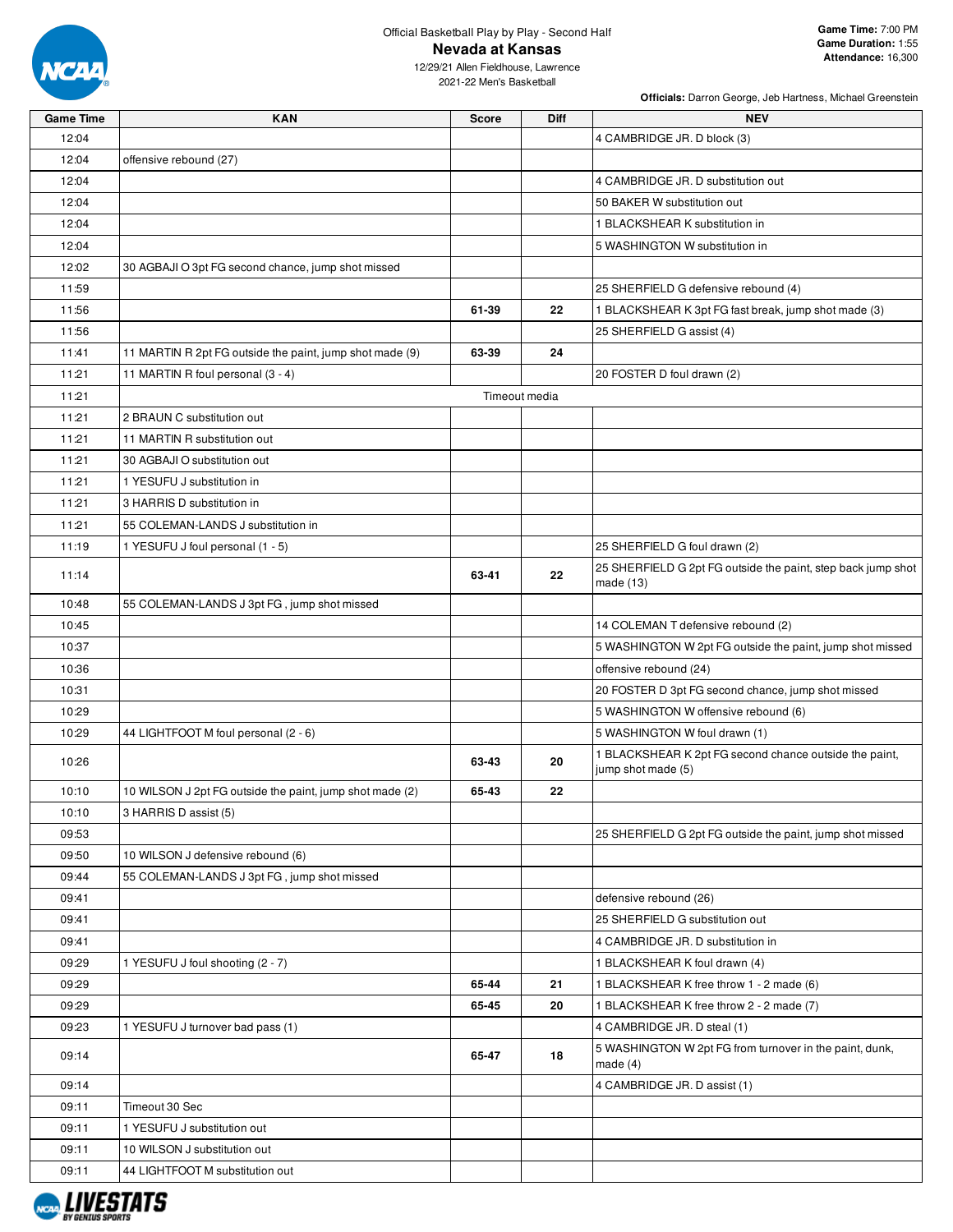Official Basketball Play by Play - Second Half

# Nevada at Kansas

12/29/21 Allen Fieldhouse, Lawrence
2021-22 Men's Basketball

**Game Time:** 7:00 PM
**Game Duration:** 1:55
**Attendance:** 16,300

**Officials:** Darron George, Jeb Hartness, Michael Greenstein

| Game Time | KAN | Score | Diff | NEV |
|---|---|---|---|---|
| 12:04 | | | | 4 CAMBRIDGE JR. D block (3) |
| 12:04 | offensive rebound (27) | | | |
| 12:04 | | | | 4 CAMBRIDGE JR. D substitution out |
| 12:04 | | | | 50 BAKER W substitution out |
| 12:04 | | | | 1 BLACKSHEAR K substitution in |
| 12:04 | | | | 5 WASHINGTON W substitution in |
| 12:02 | 30 AGBAJI O 3pt FG second chance, jump shot missed | | | |
| 11:59 | | | | 25 SHERFIELD G defensive rebound (4) |
| 11:56 | | 61-39 | 22 | 1 BLACKSHEAR K 3pt FG fast break, jump shot made (3) |
| 11:56 | | | | 25 SHERFIELD G assist (4) |
| 11:41 | 11 MARTIN R 2pt FG outside the paint, jump shot made (9) | 63-39 | 24 | |
| 11:21 | 11 MARTIN R foul personal (3 - 4) | | | 20 FOSTER D foul drawn (2) |
| 11:21 | | Timeout media | | |
| 11:21 | 2 BRAUN C substitution out | | | |
| 11:21 | 11 MARTIN R substitution out | | | |
| 11:21 | 30 AGBAJI O substitution out | | | |
| 11:21 | 1 YESUFU J substitution in | | | |
| 11:21 | 3 HARRIS D substitution in | | | |
| 11:21 | 55 COLEMAN-LANDS J substitution in | | | |
| 11:19 | 1 YESUFU J foul personal (1 - 5) | | | 25 SHERFIELD G foul drawn (2) |
| 11:14 | | 63-41 | 22 | 25 SHERFIELD G 2pt FG outside the paint, step back jump shot made (13) |
| 10:48 | 55 COLEMAN-LANDS J 3pt FG , jump shot missed | | | |
| 10:45 | | | | 14 COLEMAN T defensive rebound (2) |
| 10:37 | | | | 5 WASHINGTON W 2pt FG outside the paint, jump shot missed |
| 10:36 | | | | offensive rebound (24) |
| 10:31 | | | | 20 FOSTER D 3pt FG second chance, jump shot missed |
| 10:29 | | | | 5 WASHINGTON W offensive rebound (6) |
| 10:29 | 44 LIGHTFOOT M foul personal (2 - 6) | | | 5 WASHINGTON W foul drawn (1) |
| 10:26 | | 63-43 | 20 | 1 BLACKSHEAR K 2pt FG second chance outside the paint, jump shot made (5) |
| 10:10 | 10 WILSON J 2pt FG outside the paint, jump shot made (2) | 65-43 | 22 | |
| 10:10 | 3 HARRIS D assist (5) | | | |
| 09:53 | | | | 25 SHERFIELD G 2pt FG outside the paint, jump shot missed |
| 09:50 | 10 WILSON J defensive rebound (6) | | | |
| 09:44 | 55 COLEMAN-LANDS J 3pt FG , jump shot missed | | | |
| 09:41 | | | | defensive rebound (26) |
| 09:41 | | | | 25 SHERFIELD G substitution out |
| 09:41 | | | | 4 CAMBRIDGE JR. D substitution in |
| 09:29 | 1 YESUFU J foul shooting (2 - 7) | | | 1 BLACKSHEAR K foul drawn (4) |
| 09:29 | | 65-44 | 21 | 1 BLACKSHEAR K free throw 1 - 2 made (6) |
| 09:29 | | 65-45 | 20 | 1 BLACKSHEAR K free throw 2 - 2 made (7) |
| 09:23 | 1 YESUFU J turnover bad pass (1) | | | 4 CAMBRIDGE JR. D steal (1) |
| 09:14 | | 65-47 | 18 | 5 WASHINGTON W 2pt FG from turnover in the paint, dunk, made (4) |
| 09:14 | | | | 4 CAMBRIDGE JR. D assist (1) |
| 09:11 | Timeout 30 Sec | | | |
| 09:11 | 1 YESUFU J substitution out | | | |
| 09:11 | 10 WILSON J substitution out | | | |
| 09:11 | 44 LIGHTFOOT M substitution out | | | |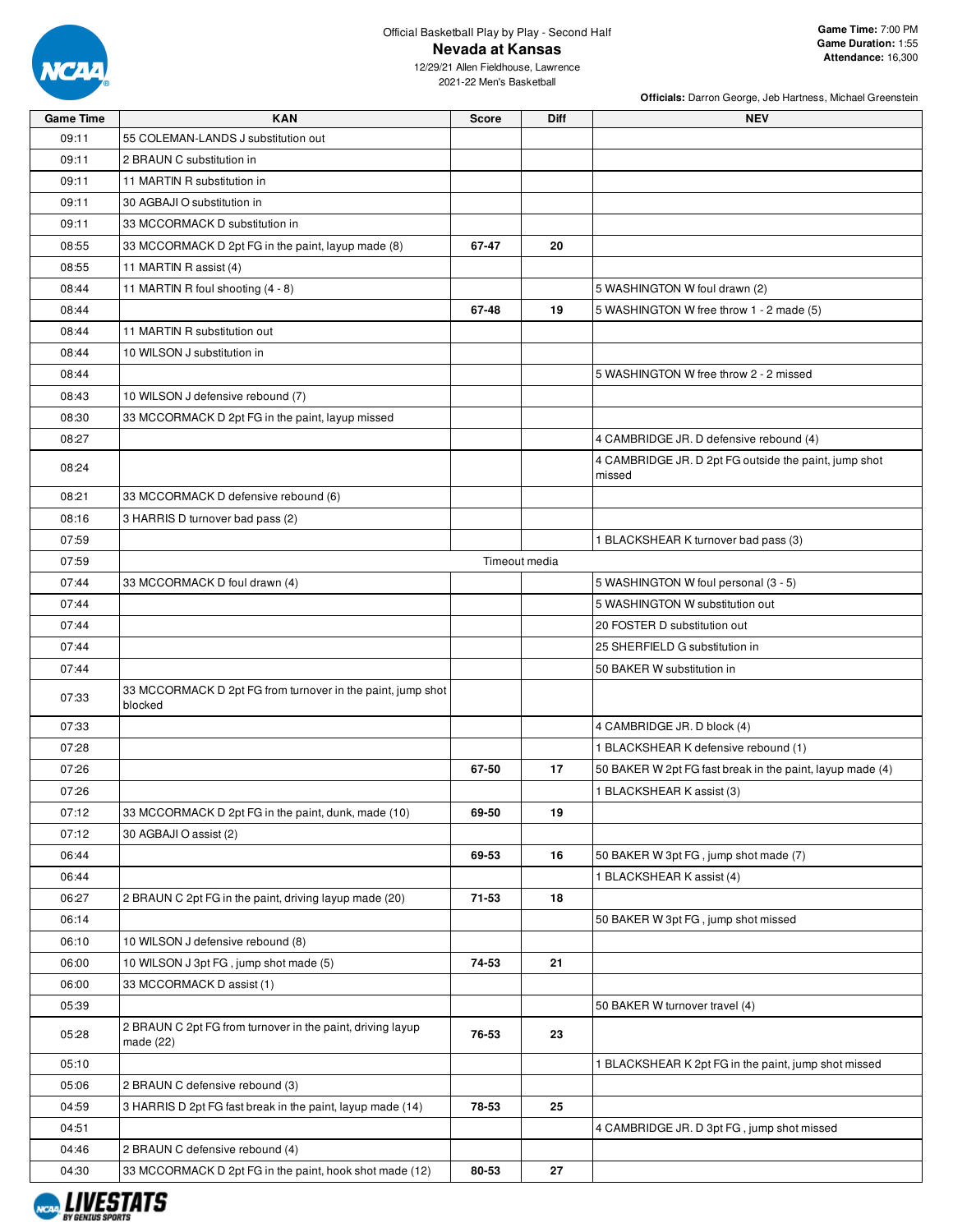Official Basketball Play by Play - Second Half

# Nevada at Kansas

12/29/21 Allen Fieldhouse, Lawrence
2021-22 Men's Basketball

**Game Time:** 7:00 PM
**Game Duration:** 1:55
**Attendance:** 16,300

**Officials:** Darron George, Jeb Hartness, Michael Greenstein

| Game Time | KAN | Score | Diff | NEV |
|---|---|---|---|---|
| 09:11 | 55 COLEMAN-LANDS J substitution out | | | |
| 09:11 | 2 BRAUN C substitution in | | | |
| 09:11 | 11 MARTIN R substitution in | | | |
| 09:11 | 30 AGBAJI O substitution in | | | |
| 09:11 | 33 MCCORMACK D substitution in | | | |
| 08:55 | 33 MCCORMACK D 2pt FG in the paint, layup made (8) | **67-47** | **20** | |
| 08:55 | 11 MARTIN R assist (4) | | | |
| 08:44 | 11 MARTIN R foul shooting (4 - 8) | | | 5 WASHINGTON W foul drawn (2) |
| 08:44 | | **67-48** | **19** | 5 WASHINGTON W free throw 1 - 2 made (5) |
| 08:44 | 11 MARTIN R substitution out | | | |
| 08:44 | 10 WILSON J substitution in | | | |
| 08:44 | | | | 5 WASHINGTON W free throw 2 - 2 missed |
| 08:43 | 10 WILSON J defensive rebound (7) | | | |
| 08:30 | 33 MCCORMACK D 2pt FG in the paint, layup missed | | | |
| 08:27 | | | | 4 CAMBRIDGE JR. D defensive rebound (4) |
| 08:24 | | | | 4 CAMBRIDGE JR. D 2pt FG outside the paint, jump shot missed |
| 08:21 | 33 MCCORMACK D defensive rebound (6) | | | |
| 08:16 | 3 HARRIS D turnover bad pass (2) | | | |
| 07:59 | | | | 1 BLACKSHEAR K turnover bad pass (3) |
| 07:59 | | Timeout media | | |
| 07:44 | 33 MCCORMACK D foul drawn (4) | | | 5 WASHINGTON W foul personal (3 - 5) |
| 07:44 | | | | 5 WASHINGTON W substitution out |
| 07:44 | | | | 20 FOSTER D substitution out |
| 07:44 | | | | 25 SHERFIELD G substitution in |
| 07:44 | | | | 50 BAKER W substitution in |
| 07:33 | 33 MCCORMACK D 2pt FG from turnover in the paint, jump shot blocked | | | |
| 07:33 | | | | 4 CAMBRIDGE JR. D block (4) |
| 07:28 | | | | 1 BLACKSHEAR K defensive rebound (1) |
| 07:26 | | **67-50** | **17** | 50 BAKER W 2pt FG fast break in the paint, layup made (4) |
| 07:26 | | | | 1 BLACKSHEAR K assist (3) |
| 07:12 | 33 MCCORMACK D 2pt FG in the paint, dunk, made (10) | **69-50** | **19** | |
| 07:12 | 30 AGBAJI O assist (2) | | | |
| 06:44 | | **69-53** | **16** | 50 BAKER W 3pt FG , jump shot made (7) |
| 06:44 | | | | 1 BLACKSHEAR K assist (4) |
| 06:27 | 2 BRAUN C 2pt FG in the paint, driving layup made (20) | **71-53** | **18** | |
| 06:14 | | | | 50 BAKER W 3pt FG , jump shot missed |
| 06:10 | 10 WILSON J defensive rebound (8) | | | |
| 06:00 | 10 WILSON J 3pt FG , jump shot made (5) | **74-53** | **21** | |
| 06:00 | 33 MCCORMACK D assist (1) | | | |
| 05:39 | | | | 50 BAKER W turnover travel (4) |
| 05:28 | 2 BRAUN C 2pt FG from turnover in the paint, driving layup made (22) | **76-53** | **23** | |
| 05:10 | | | | 1 BLACKSHEAR K 2pt FG in the paint, jump shot missed |
| 05:06 | 2 BRAUN C defensive rebound (3) | | | |
| 04:59 | 3 HARRIS D 2pt FG fast break in the paint, layup made (14) | **78-53** | **25** | |
| 04:51 | | | | 4 CAMBRIDGE JR. D 3pt FG , jump shot missed |
| 04:46 | 2 BRAUN C defensive rebound (4) | | | |
| 04:30 | 33 MCCORMACK D 2pt FG in the paint, hook shot made (12) | **80-53** | **27** | |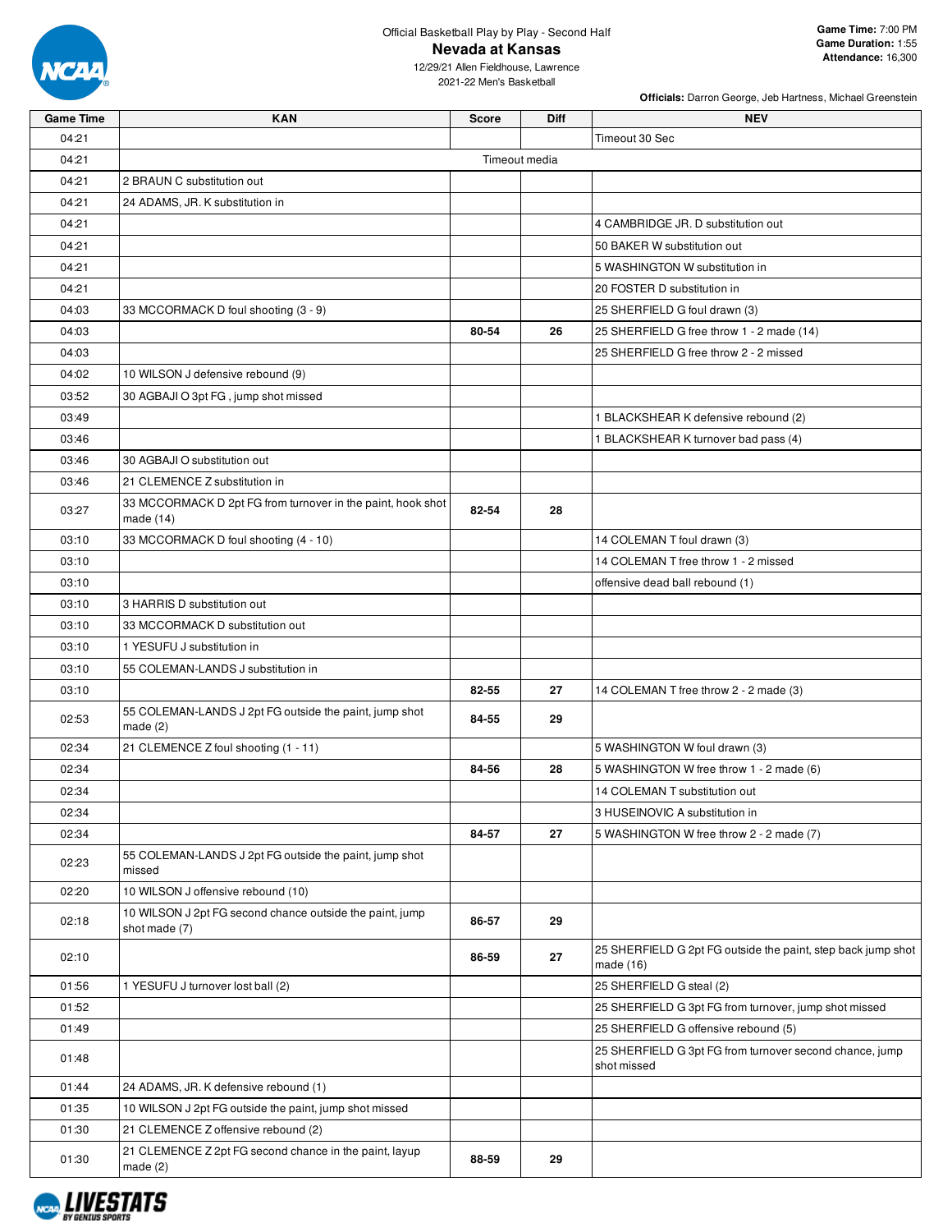Official Basketball Play by Play - Second Half

# Nevada at Kansas

12/29/21 Allen Fieldhouse, Lawrence
2021-22 Men's Basketball

**Game Time:** 7:00 PM
**Game Duration:** 1:55
**Attendance:** 16,300

**Officials:** Darron George, Jeb Hartness, Michael Greenstein

| Game Time | KAN | Score | Diff | NEV |
|---|---|---|---|---|
| 04:21 | | | | Timeout 30 Sec |
| 04:21 | | Timeout media | | |
| 04:21 | 2 BRAUN C substitution out | | | |
| 04:21 | 24 ADAMS, JR. K substitution in | | | |
| 04:21 | | | | 4 CAMBRIDGE JR. D substitution out |
| 04:21 | | | | 50 BAKER W substitution out |
| 04:21 | | | | 5 WASHINGTON W substitution in |
| 04:21 | | | | 20 FOSTER D substitution in |
| 04:03 | 33 MCCORMACK D foul shooting (3 - 9) | | | 25 SHERFIELD G foul drawn (3) |
| 04:03 | | 80-54 | 26 | 25 SHERFIELD G free throw 1 - 2 made (14) |
| 04:03 | | | | 25 SHERFIELD G free throw 2 - 2 missed |
| 04:02 | 10 WILSON J defensive rebound (9) | | | |
| 03:52 | 30 AGBAJI O 3pt FG , jump shot missed | | | |
| 03:49 | | | | 1 BLACKSHEAR K defensive rebound (2) |
| 03:46 | | | | 1 BLACKSHEAR K turnover bad pass (4) |
| 03:46 | 30 AGBAJI O substitution out | | | |
| 03:46 | 21 CLEMENCE Z substitution in | | | |
| 03:27 | 33 MCCORMACK D 2pt FG from turnover in the paint, hook shot made (14) | 82-54 | 28 | |
| 03:10 | 33 MCCORMACK D foul shooting (4 - 10) | | | 14 COLEMAN T foul drawn (3) |
| 03:10 | | | | 14 COLEMAN T free throw 1 - 2 missed |
| 03:10 | | | | offensive dead ball rebound (1) |
| 03:10 | 3 HARRIS D substitution out | | | |
| 03:10 | 33 MCCORMACK D substitution out | | | |
| 03:10 | 1 YESUFU J substitution in | | | |
| 03:10 | 55 COLEMAN-LANDS J substitution in | | | |
| 03:10 | | 82-55 | 27 | 14 COLEMAN T free throw 2 - 2 made (3) |
| 02:53 | 55 COLEMAN-LANDS J 2pt FG outside the paint, jump shot made (2) | 84-55 | 29 | |
| 02:34 | 21 CLEMENCE Z foul shooting (1 - 11) | | | 5 WASHINGTON W foul drawn (3) |
| 02:34 | | 84-56 | 28 | 5 WASHINGTON W free throw 1 - 2 made (6) |
| 02:34 | | | | 14 COLEMAN T substitution out |
| 02:34 | | | | 3 HUSEINOVIC A substitution in |
| 02:34 | | 84-57 | 27 | 5 WASHINGTON W free throw 2 - 2 made (7) |
| 02:23 | 55 COLEMAN-LANDS J 2pt FG outside the paint, jump shot missed | | | |
| 02:20 | 10 WILSON J offensive rebound (10) | | | |
| 02:18 | 10 WILSON J 2pt FG second chance outside the paint, jump shot made (7) | 86-57 | 29 | |
| 02:10 | | 86-59 | 27 | 25 SHERFIELD G 2pt FG outside the paint, step back jump shot made (16) |
| 01:56 | 1 YESUFU J turnover lost ball (2) | | | 25 SHERFIELD G steal (2) |
| 01:52 | | | | 25 SHERFIELD G 3pt FG from turnover, jump shot missed |
| 01:49 | | | | 25 SHERFIELD G offensive rebound (5) |
| 01:48 | | | | 25 SHERFIELD G 3pt FG from turnover second chance, jump shot missed |
| 01:44 | 24 ADAMS, JR. K defensive rebound (1) | | | |
| 01:35 | 10 WILSON J 2pt FG outside the paint, jump shot missed | | | |
| 01:30 | 21 CLEMENCE Z offensive rebound (2) | | | |
| 01:30 | 21 CLEMENCE Z 2pt FG second chance in the paint, layup made (2) | 88-59 | 29 | |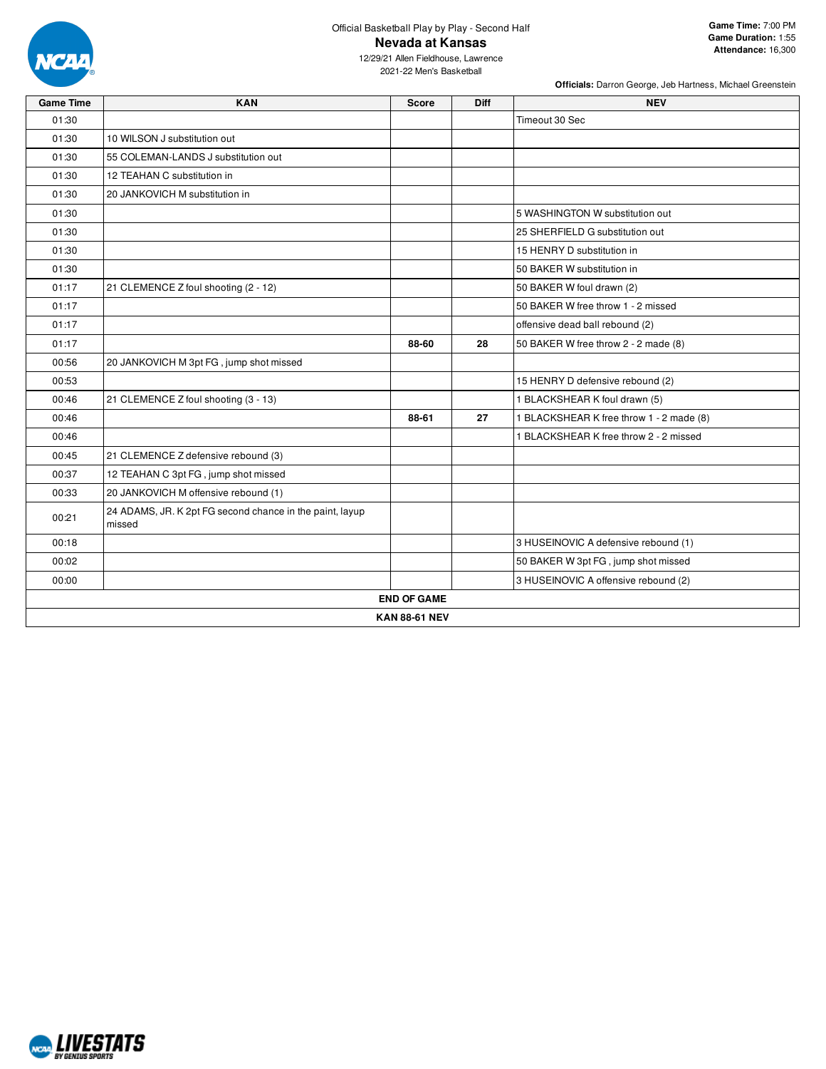Official Basketball Play by Play - Second Half

# Nevada at Kansas

12/29/21 Allen Fieldhouse, Lawrence
2021-22 Men's Basketball

**Game Time:** 7:00 PM
**Game Duration:** 1:55
**Attendance:** 16,300

**Officials:** Darron George, Jeb Hartness, Michael Greenstein

| Game Time | KAN | Score | Diff | NEV |
|---|---|---|---|---|
| 01:30 | | | | Timeout 30 Sec |
| 01:30 | 10 WILSON J substitution out | | | |
| 01:30 | 55 COLEMAN-LANDS J substitution out | | | |
| 01:30 | 12 TEAHAN C substitution in | | | |
| 01:30 | 20 JANKOVICH M substitution in | | | |
| 01:30 | | | | 5 WASHINGTON W substitution out |
| 01:30 | | | | 25 SHERFIELD G substitution out |
| 01:30 | | | | 15 HENRY D substitution in |
| 01:30 | | | | 50 BAKER W substitution in |
| 01:17 | 21 CLEMENCE Z foul shooting (2 - 12) | | | 50 BAKER W foul drawn (2) |
| 01:17 | | | | 50 BAKER W free throw 1 - 2 missed |
| 01:17 | | | | offensive dead ball rebound (2) |
| 01:17 | | **88-60** | **28** | 50 BAKER W free throw 2 - 2 made (8) |
| 00:56 | 20 JANKOVICH M 3pt FG , jump shot missed | | | |
| 00:53 | | | | 15 HENRY D defensive rebound (2) |
| 00:46 | 21 CLEMENCE Z foul shooting (3 - 13) | | | 1 BLACKSHEAR K foul drawn (5) |
| 00:46 | | **88-61** | **27** | 1 BLACKSHEAR K free throw 1 - 2 made (8) |
| 00:46 | | | | 1 BLACKSHEAR K free throw 2 - 2 missed |
| 00:45 | 21 CLEMENCE Z defensive rebound (3) | | | |
| 00:37 | 12 TEAHAN C 3pt FG , jump shot missed | | | |
| 00:33 | 20 JANKOVICH M offensive rebound (1) | | | |
| 00:21 | 24 ADAMS, JR. K 2pt FG second chance in the paint, layup missed | | | |
| 00:18 | | | | 3 HUSEINOVIC A defensive rebound (1) |
| 00:02 | | | | 50 BAKER W 3pt FG , jump shot missed |
| 00:00 | | | | 3 HUSEINOVIC A offensive rebound (2) |
| | | **END OF GAME** | | |
| | | **KAN 88-61 NEV** | | |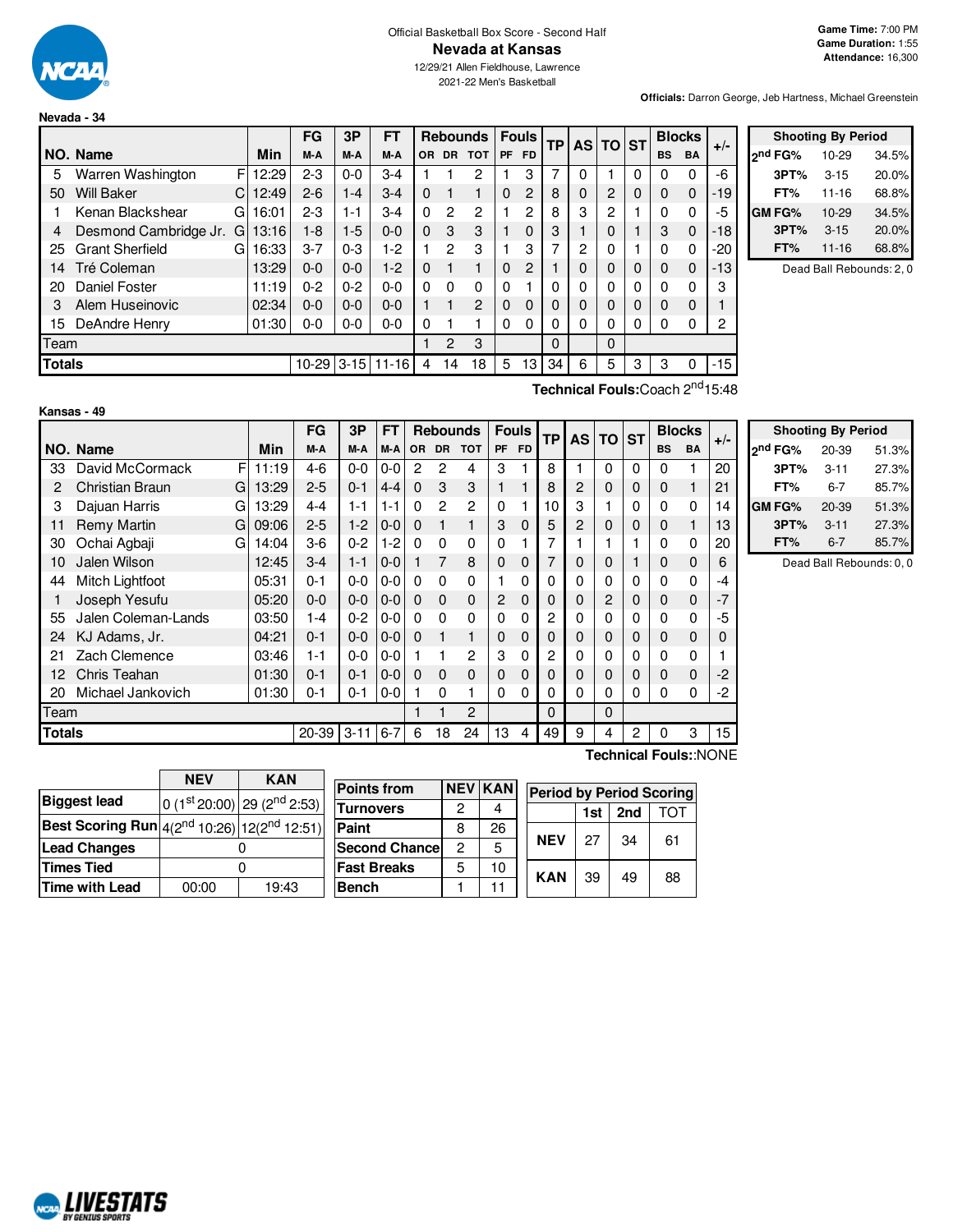Official Basketball Box Score - Second Half

# Nevada at Kansas

12/29/21 Allen Fieldhouse, Lawrence
2021-22 Men's Basketball

**Game Time:** 7:00 PM
**Game Duration:** 1:55
**Attendance:** 16,300

**Officials:** Darron George, Jeb Hartness, Michael Greenstein

## Nevada - 34

| NO. | Name | | Min | FG M-A | 3P M-A | FT M-A | OR | DR | TOT | PF | FD | TP | AS | TO | ST | BS | BA | +/- |
|---|---|---|---|---|---|---|---|---|---|---|---|---|---|---|---|---|---|---|
| 5 | Warren Washington | F | 12:29 | 2-3 | 0-0 | 3-4 | 1 | 1 | 2 | 1 | 3 | 7 | 0 | 1 | 0 | 0 | 0 | -6 |
| 50 | Will Baker | C | 12:49 | 2-6 | 1-4 | 3-4 | 0 | 1 | 1 | 0 | 2 | 8 | 0 | 2 | 0 | 0 | 0 | -19 |
| 1 | Kenan Blackshear | G | 16:01 | 2-3 | 1-1 | 3-4 | 0 | 2 | 2 | 1 | 2 | 8 | 3 | 2 | 1 | 0 | 0 | -5 |
| 4 | Desmond Cambridge Jr. | G | 13:16 | 1-8 | 1-5 | 0-0 | 0 | 3 | 3 | 1 | 0 | 3 | 1 | 0 | 1 | 3 | 0 | -18 |
| 25 | Grant Sherfield | G | 16:33 | 3-7 | 0-3 | 1-2 | 1 | 2 | 3 | 1 | 3 | 7 | 2 | 0 | 1 | 0 | 0 | -20 |
| 14 | Tré Coleman | | 13:29 | 0-0 | 0-0 | 1-2 | 0 | 1 | 1 | 0 | 2 | 1 | 0 | 0 | 0 | 0 | 0 | -13 |
| 20 | Daniel Foster | | 11:19 | 0-2 | 0-2 | 0-0 | 0 | 0 | 0 | 0 | 1 | 0 | 0 | 0 | 0 | 0 | 0 | 3 |
| 3 | Alem Huseinovic | | 02:34 | 0-0 | 0-0 | 0-0 | 1 | 1 | 2 | 0 | 0 | 0 | 0 | 0 | 0 | 0 | 0 | 1 |
| 15 | DeAndre Henry | | 01:30 | 0-0 | 0-0 | 0-0 | 0 | 1 | 1 | 0 | 0 | 0 | 0 | 0 | 0 | 0 | 0 | 2 |
| | Team | | | | | | 1 | 2 | 3 | | | 0 | | 0 | | | | |
| | **Totals** | | | 10-29 | 3-15 | 11-16 | 4 | 14 | 18 | 5 | 13 | 34 | 6 | 5 | 3 | 3 | 0 | -15 |

**Technical Fouls:** Coach 2nd 15:48

| Shooting By Period | | |
|---|---|---|
| 2nd FG% | 10-29 | 34.5% |
| 3PT% | 3-15 | 20.0% |
| FT% | 11-16 | 68.8% |
| GM FG% | 10-29 | 34.5% |
| 3PT% | 3-15 | 20.0% |
| FT% | 11-16 | 68.8% |

Dead Ball Rebounds: 2, 0

## Kansas - 49

| NO. | Name | | Min | FG M-A | 3P M-A | FT M-A | OR | DR | TOT | PF | FD | TP | AS | TO | ST | BS | BA | +/- |
|---|---|---|---|---|---|---|---|---|---|---|---|---|---|---|---|---|---|---|
| 33 | David McCormack | F | 11:19 | 4-6 | 0-0 | 0-0 | 2 | 2 | 4 | 3 | 1 | 8 | 1 | 0 | 0 | 0 | 1 | 20 |
| 2 | Christian Braun | G | 13:29 | 2-5 | 0-1 | 4-4 | 0 | 3 | 3 | 1 | 1 | 8 | 2 | 0 | 0 | 0 | 1 | 21 |
| 3 | Dajuan Harris | G | 13:29 | 4-4 | 1-1 | 1-1 | 0 | 2 | 2 | 0 | 1 | 10 | 3 | 1 | 0 | 0 | 0 | 14 |
| 11 | Remy Martin | G | 09:06 | 2-5 | 1-2 | 0-0 | 0 | 1 | 1 | 3 | 0 | 5 | 2 | 0 | 0 | 0 | 1 | 13 |
| 30 | Ochai Agbaji | G | 14:04 | 3-6 | 0-2 | 1-2 | 0 | 0 | 0 | 0 | 1 | 7 | 1 | 1 | 1 | 0 | 0 | 20 |
| 10 | Jalen Wilson | | 12:45 | 3-4 | 1-1 | 0-0 | 1 | 7 | 8 | 0 | 0 | 7 | 0 | 0 | 1 | 0 | 0 | 6 |
| 44 | Mitch Lightfoot | | 05:31 | 0-1 | 0-0 | 0-0 | 0 | 0 | 0 | 1 | 0 | 0 | 0 | 0 | 0 | 0 | 0 | -4 |
| 1 | Joseph Yesufu | | 05:20 | 0-0 | 0-0 | 0-0 | 0 | 0 | 0 | 2 | 0 | 0 | 0 | 2 | 0 | 0 | 0 | -7 |
| 55 | Jalen Coleman-Lands | | 03:50 | 1-4 | 0-2 | 0-0 | 0 | 0 | 0 | 0 | 0 | 2 | 0 | 0 | 0 | 0 | 0 | -5 |
| 24 | KJ Adams, Jr. | | 04:21 | 0-1 | 0-0 | 0-0 | 0 | 1 | 1 | 0 | 0 | 0 | 0 | 0 | 0 | 0 | 0 | 0 |
| 21 | Zach Clemence | | 03:46 | 1-1 | 0-0 | 0-0 | 1 | 1 | 2 | 3 | 0 | 2 | 0 | 0 | 0 | 0 | 0 | 1 |
| 12 | Chris Teahan | | 01:30 | 0-1 | 0-1 | 0-0 | 0 | 0 | 0 | 0 | 0 | 0 | 0 | 0 | 0 | 0 | 0 | -2 |
| 20 | Michael Jankovich | | 01:30 | 0-1 | 0-1 | 0-0 | 1 | 0 | 1 | 0 | 0 | 0 | 0 | 0 | 0 | 0 | 0 | -2 |
| | Team | | | | | | 1 | 1 | 2 | | | 0 | | 0 | | | | |
| | **Totals** | | | 20-39 | 3-11 | 6-7 | 6 | 18 | 24 | 13 | 4 | 49 | 9 | 4 | 2 | 0 | 3 | 15 |

**Technical Fouls:** :NONE

| Shooting By Period | | |
|---|---|---|
| 2nd FG% | 20-39 | 51.3% |
| 3PT% | 3-11 | 27.3% |
| FT% | 6-7 | 85.7% |
| GM FG% | 20-39 | 51.3% |
| 3PT% | 3-11 | 27.3% |
| FT% | 6-7 | 85.7% |

Dead Ball Rebounds: 0, 0

| | NEV | KAN |
|---|---|---|
| **Biggest lead** | 0 (1st 20:00) | 29 (2nd 2:53) |
| **Best Scoring Run** | 4(2nd 10:26) | 12(2nd 12:51) |
| **Lead Changes** | 0 | |
| **Times Tied** | 0 | |
| **Time with Lead** | 00:00 | 19:43 |

| Points from | NEV | KAN |
|---|---|---|
| Turnovers | 2 | 4 |
| Paint | 8 | 26 |
| Second Chance | 2 | 5 |
| Fast Breaks | 5 | 10 |
| Bench | 1 | 11 |

| Period by Period Scoring | 1st | 2nd | TOT |
|---|---|---|---|
| NEV | 27 | 34 | 61 |
| KAN | 39 | 49 | 88 |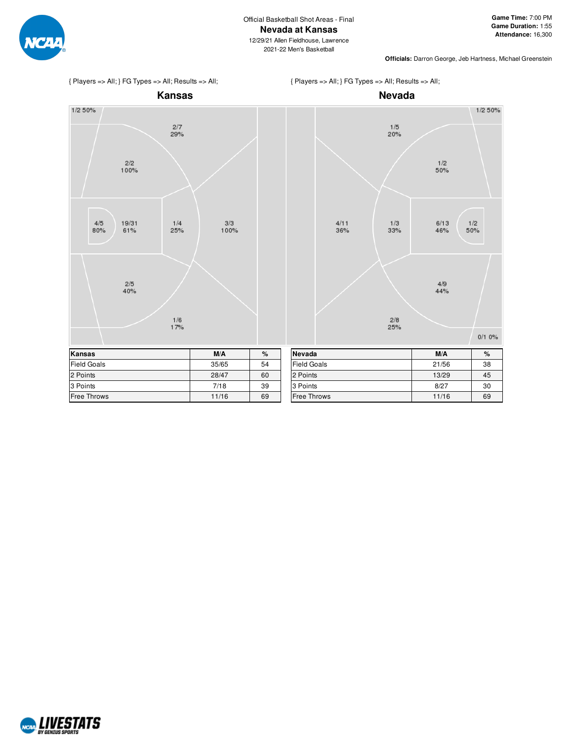Official Basketball Shot Areas - Final

# Nevada at Kansas

12/29/21 Allen Fieldhouse, Lawrence

2021-22 Men's Basketball

**Game Time:** 7:00 PM
**Game Duration:** 1:55
**Attendance:** 16,300

**Officials:** Darron George, Jeb Hartness, Michael Greenstein

{ Players => All; } FG Types => All; Results => All;

## Kansas

1/2 50%
2/7 29%
2/2 100%
4/5 80%
19/31 61%
1/4 25%
3/3 100%
2/5 40%
1/6 17%

{ Players => All; } FG Types => All; Results => All;

## Nevada

1/2 50%
1/5 20%
1/2 50%
4/11 36%
1/3 33%
6/13 46%
1/2 50%
4/9 44%
2/8 25%
0/1 0%

| Kansas | M/A | % |
|---|---|---|
| Field Goals | 35/65 | 54 |
| 2 Points | 28/47 | 60 |
| 3 Points | 7/18 | 39 |
| Free Throws | 11/16 | 69 |

| Nevada | M/A | % |
|---|---|---|
| Field Goals | 21/56 | 38 |
| 2 Points | 13/29 | 45 |
| 3 Points | 8/27 | 30 |
| Free Throws | 11/16 | 69 |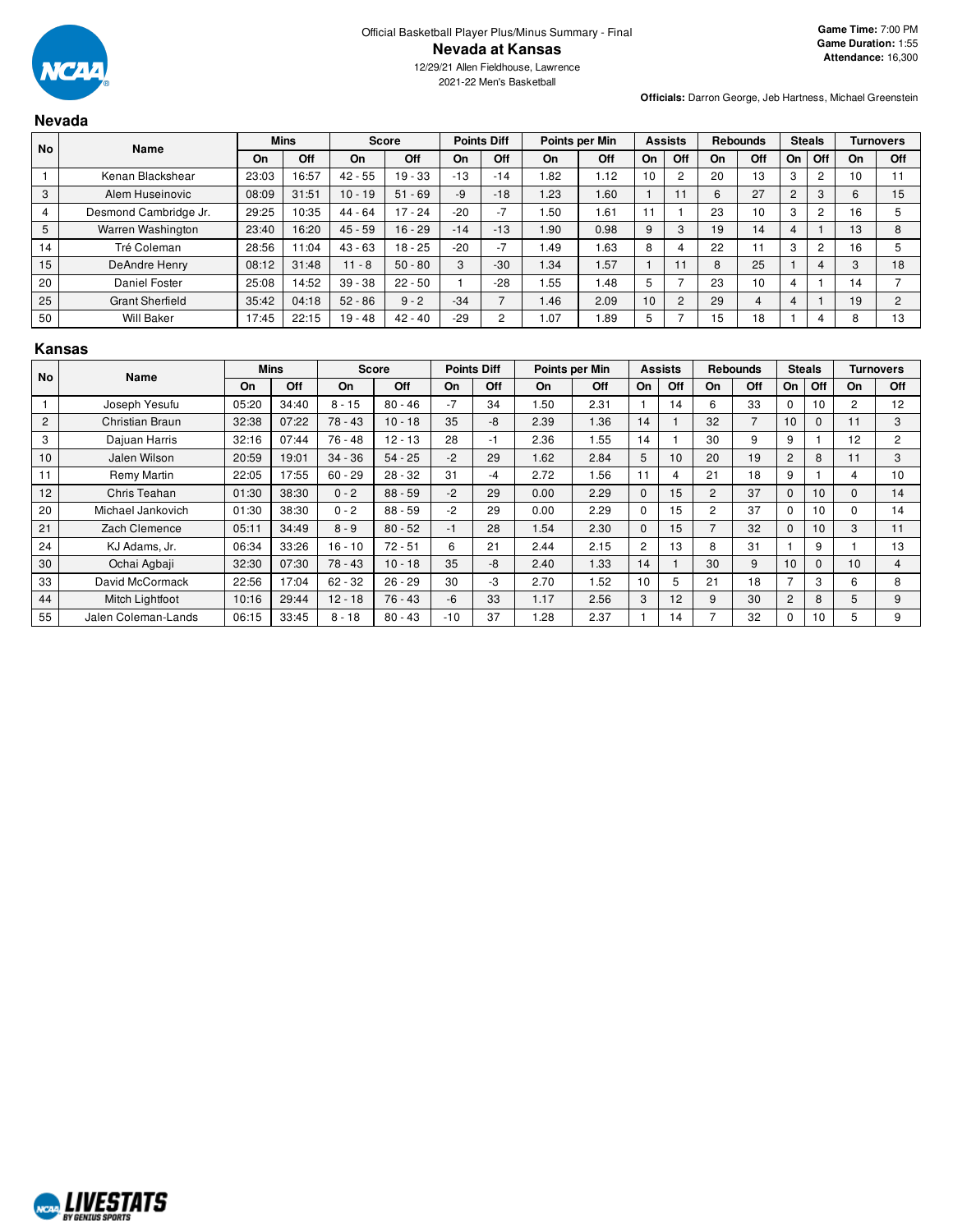Official Basketball Player Plus/Minus Summary - Final

# Nevada at Kansas

12/29/21 Allen Fieldhouse, Lawrence

2021-22 Men's Basketball

**Game Time:** 7:00 PM
**Game Duration:** 1:55
**Attendance:** 16,300

**Officials:** Darron George, Jeb Hartness, Michael Greenstein

## Nevada

| No | Name | Mins | | Score | | Points Diff | | Points per Min | | Assists | | Rebounds | | Steals | | Turnovers | |
|---|---|---|---|---|---|---|---|---|---|---|---|---|---|---|---|---|---|
| | | On | Off | On | Off | On | Off | On | Off | On | Off | On | Off | On | Off | On | Off |
| 1 | Kenan Blackshear | 23:03 | 16:57 | 42 - 55 | 19 - 33 | -13 | -14 | 1.82 | 1.12 | 10 | 2 | 20 | 13 | 3 | 2 | 10 | 11 |
| 3 | Alem Huseinovic | 08:09 | 31:51 | 10 - 19 | 51 - 69 | -9 | -18 | 1.23 | 1.60 | 1 | 11 | 6 | 27 | 2 | 3 | 6 | 15 |
| 4 | Desmond Cambridge Jr. | 29:25 | 10:35 | 44 - 64 | 17 - 24 | -20 | -7 | 1.50 | 1.61 | 11 | 1 | 23 | 10 | 3 | 2 | 16 | 5 |
| 5 | Warren Washington | 23:40 | 16:20 | 45 - 59 | 16 - 29 | -14 | -13 | 1.90 | 0.98 | 9 | 3 | 19 | 14 | 4 | 1 | 13 | 8 |
| 14 | Tré Coleman | 28:56 | 11:04 | 43 - 63 | 18 - 25 | -20 | -7 | 1.49 | 1.63 | 8 | 4 | 22 | 11 | 3 | 2 | 16 | 5 |
| 15 | DeAndre Henry | 08:12 | 31:48 | 11 - 8 | 50 - 80 | 3 | -30 | 1.34 | 1.57 | 1 | 11 | 8 | 25 | 1 | 4 | 3 | 18 |
| 20 | Daniel Foster | 25:08 | 14:52 | 39 - 38 | 22 - 50 | 1 | -28 | 1.55 | 1.48 | 5 | 7 | 23 | 10 | 4 | 1 | 14 | 7 |
| 25 | Grant Sherfield | 35:42 | 04:18 | 52 - 86 | 9 - 2 | -34 | 7 | 1.46 | 2.09 | 10 | 2 | 29 | 4 | 4 | 1 | 19 | 2 |
| 50 | Will Baker | 17:45 | 22:15 | 19 - 48 | 42 - 40 | -29 | 2 | 1.07 | 1.89 | 5 | 7 | 15 | 18 | 1 | 4 | 8 | 13 |

## Kansas

| No | Name | Mins | | Score | | Points Diff | | Points per Min | | Assists | | Rebounds | | Steals | | Turnovers | |
|---|---|---|---|---|---|---|---|---|---|---|---|---|---|---|---|---|---|
| | | On | Off | On | Off | On | Off | On | Off | On | Off | On | Off | On | Off | On | Off |
| 1 | Joseph Yesufu | 05:20 | 34:40 | 8 - 15 | 80 - 46 | -7 | 34 | 1.50 | 2.31 | 1 | 14 | 6 | 33 | 0 | 10 | 2 | 12 |
| 2 | Christian Braun | 32:38 | 07:22 | 78 - 43 | 10 - 18 | 35 | -8 | 2.39 | 1.36 | 14 | 1 | 32 | 7 | 10 | 0 | 11 | 3 |
| 3 | Dajuan Harris | 32:16 | 07:44 | 76 - 48 | 12 - 13 | 28 | -1 | 2.36 | 1.55 | 14 | 1 | 30 | 9 | 9 | 1 | 12 | 2 |
| 10 | Jalen Wilson | 20:59 | 19:01 | 34 - 36 | 54 - 25 | -2 | 29 | 1.62 | 2.84 | 5 | 10 | 20 | 19 | 2 | 8 | 11 | 3 |
| 11 | Remy Martin | 22:05 | 17:55 | 60 - 29 | 28 - 32 | 31 | -4 | 2.72 | 1.56 | 11 | 4 | 21 | 18 | 9 | 1 | 4 | 10 |
| 12 | Chris Teahan | 01:30 | 38:30 | 0 - 2 | 88 - 59 | -2 | 29 | 0.00 | 2.29 | 0 | 15 | 2 | 37 | 0 | 10 | 0 | 14 |
| 20 | Michael Jankovich | 01:30 | 38:30 | 0 - 2 | 88 - 59 | -2 | 29 | 0.00 | 2.29 | 0 | 15 | 2 | 37 | 0 | 10 | 0 | 14 |
| 21 | Zach Clemence | 05:11 | 34:49 | 8 - 9 | 80 - 52 | -1 | 28 | 1.54 | 2.30 | 0 | 15 | 7 | 32 | 0 | 10 | 3 | 11 |
| 24 | KJ Adams, Jr. | 06:34 | 33:26 | 16 - 10 | 72 - 51 | 6 | 21 | 2.44 | 2.15 | 2 | 13 | 8 | 31 | 1 | 9 | 1 | 13 |
| 30 | Ochai Agbaji | 32:30 | 07:30 | 78 - 43 | 10 - 18 | 35 | -8 | 2.40 | 1.33 | 14 | 1 | 30 | 9 | 10 | 0 | 10 | 4 |
| 33 | David McCormack | 22:56 | 17:04 | 62 - 32 | 26 - 29 | 30 | -3 | 2.70 | 1.52 | 10 | 5 | 21 | 18 | 7 | 3 | 6 | 8 |
| 44 | Mitch Lightfoot | 10:16 | 29:44 | 12 - 18 | 76 - 43 | -6 | 33 | 1.17 | 2.56 | 3 | 12 | 9 | 30 | 2 | 8 | 5 | 9 |
| 55 | Jalen Coleman-Lands | 06:15 | 33:45 | 8 - 18 | 80 - 43 | -10 | 37 | 1.28 | 2.37 | 1 | 14 | 7 | 32 | 0 | 10 | 5 | 9 |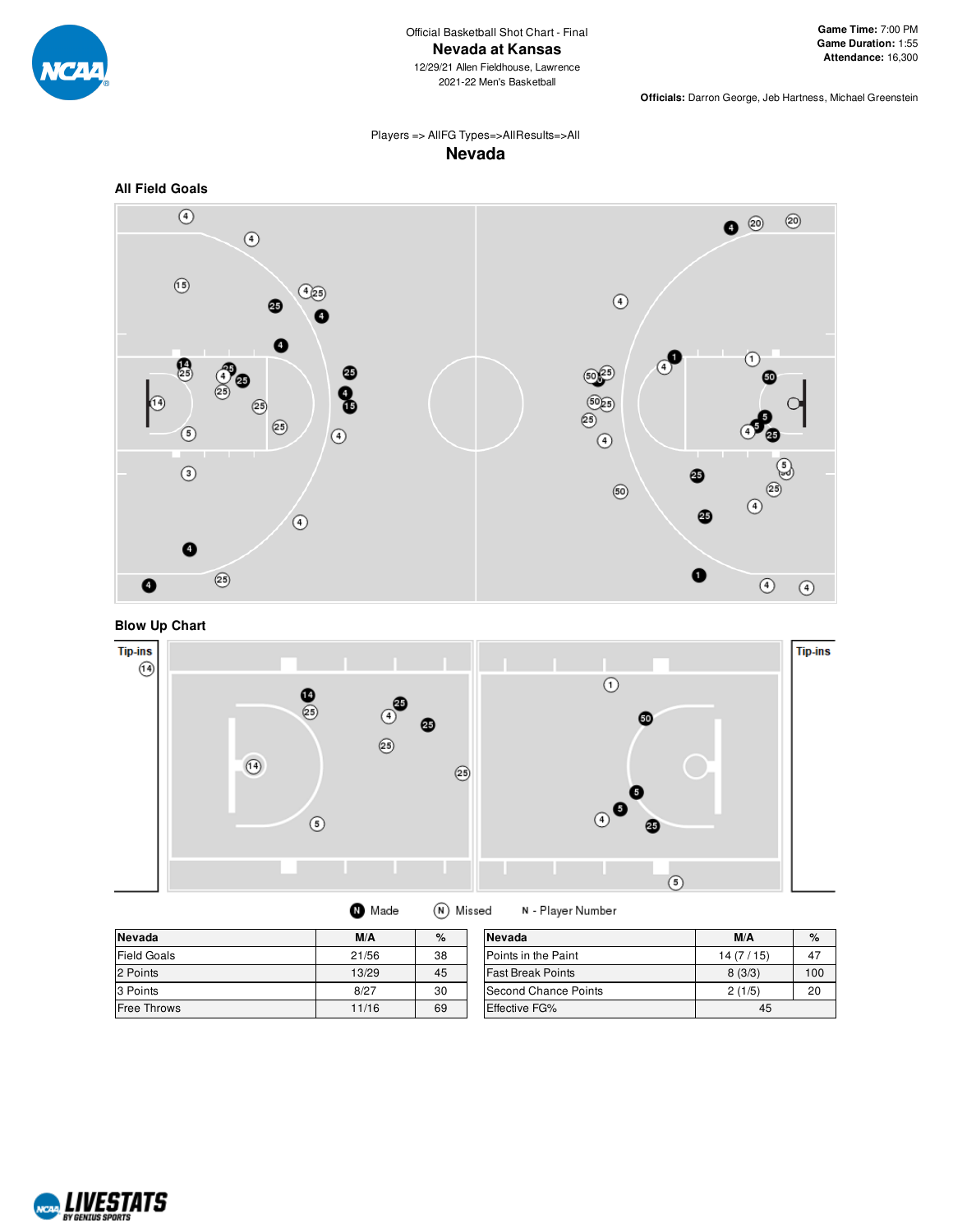Official Basketball Shot Chart - Final

# Nevada at Kansas

12/29/21 Allen Fieldhouse, Lawrence
2021-22 Men's Basketball

**Game Time:** 7:00 PM
**Game Duration:** 1:55
**Attendance:** 16,300

**Officials:** Darron George, Jeb Hartness, Michael Greenstein

Players => AllFG Types=>AllResults=>All

## Nevada

### All Field Goals

### Blow Up Chart

Tip-ins

Tip-ins

Made   Missed   N - Player Number

| Nevada | M/A | % |
|---|---|---|
| Field Goals | 21/56 | 38 |
| 2 Points | 13/29 | 45 |
| 3 Points | 8/27 | 30 |
| Free Throws | 11/16 | 69 |

| Nevada | M/A | % |
|---|---|---|
| Points in the Paint | 14 (7 / 15) | 47 |
| Fast Break Points | 8 (3/3) | 100 |
| Second Chance Points | 2 (1/5) | 20 |
| Effective FG% | 45 | |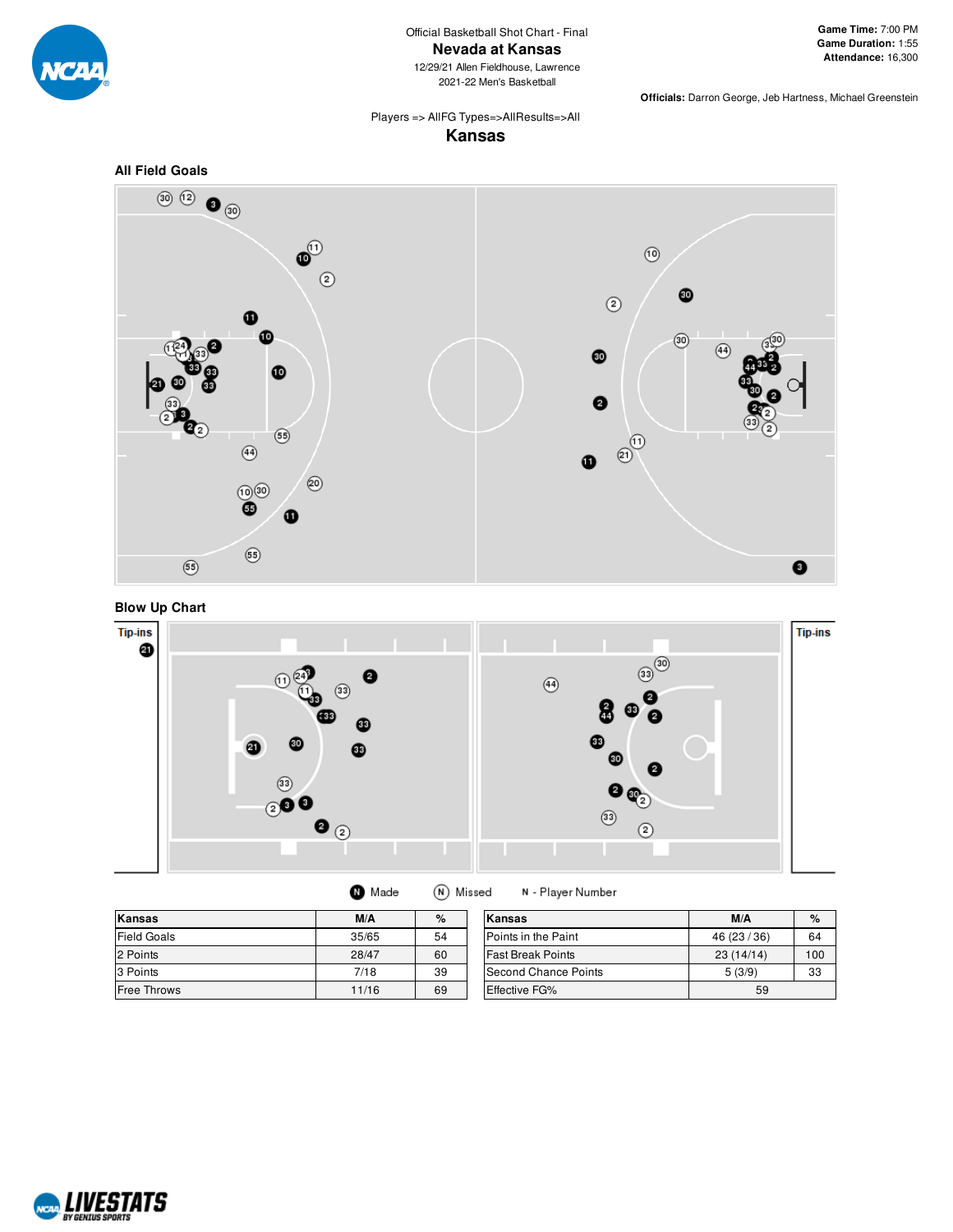Official Basketball Shot Chart - Final

# Nevada at Kansas

12/29/21 Allen Fieldhouse, Lawrence
2021-22 Men's Basketball

**Game Time:** 7:00 PM
**Game Duration:** 1:55
**Attendance:** 16,300

**Officials:** Darron George, Jeb Hartness, Michael Greenstein

Players => AllFG Types=>AllResults=>All

## Kansas

### All Field Goals

### Blow Up Chart

Tip-ins

Tip-ins

Made   Missed   N - Player Number

| Kansas | M/A | % |
|---|---|---|
| Field Goals | 35/65 | 54 |
| 2 Points | 28/47 | 60 |
| 3 Points | 7/18 | 39 |
| Free Throws | 11/16 | 69 |

| Kansas | M/A | % |
|---|---|---|
| Points in the Paint | 46 (23 / 36) | 64 |
| Fast Break Points | 23 (14/14) | 100 |
| Second Chance Points | 5 (3/9) | 33 |
| Effective FG% | 59 | |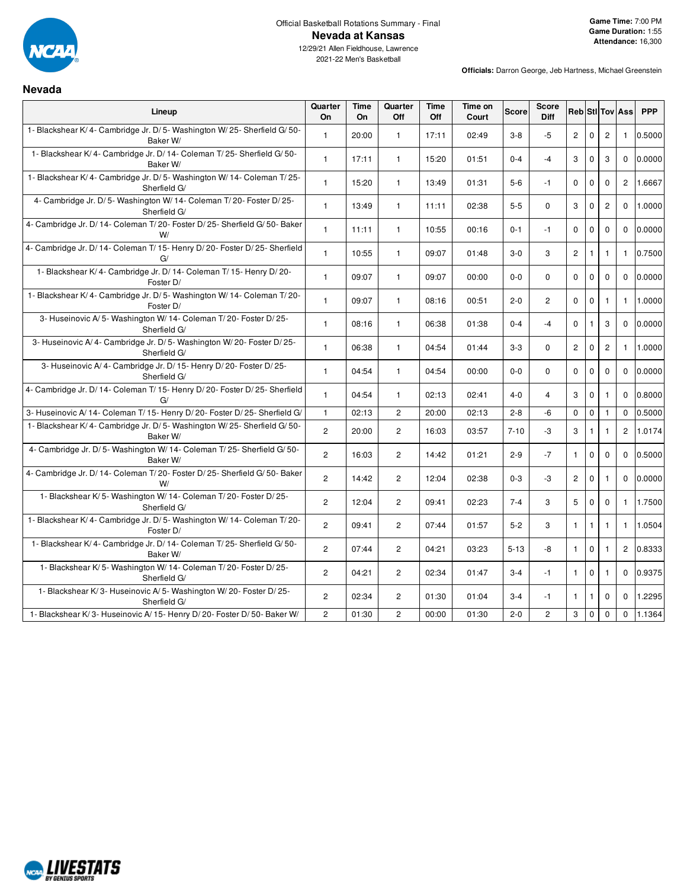Official Basketball Rotations Summary - Final

# Nevada at Kansas

12/29/21 Allen Fieldhouse, Lawrence
2021-22 Men's Basketball

**Game Time:** 7:00 PM
**Game Duration:** 1:55
**Attendance:** 16,300

**Officials:** Darron George, Jeb Hartness, Michael Greenstein

## Nevada

| Lineup | Quarter On | Time On | Quarter Off | Time Off | Time on Court | Score | Score Diff | Reb | Stl | Tov | Ass | PPP |
|---|---|---|---|---|---|---|---|---|---|---|---|---|
| 1- Blackshear K/ 4- Cambridge Jr. D/ 5- Washington W/ 25- Sherfield G/ 50- Baker W/ | 1 | 20:00 | 1 | 17:11 | 02:49 | 3-8 | -5 | 2 | 0 | 2 | 1 | 0.5000 |
| 1- Blackshear K/ 4- Cambridge Jr. D/ 14- Coleman T/ 25- Sherfield G/ 50- Baker W/ | 1 | 17:11 | 1 | 15:20 | 01:51 | 0-4 | -4 | 3 | 0 | 3 | 0 | 0.0000 |
| 1- Blackshear K/ 4- Cambridge Jr. D/ 5- Washington W/ 14- Coleman T/ 25- Sherfield G/ | 1 | 15:20 | 1 | 13:49 | 01:31 | 5-6 | -1 | 0 | 0 | 0 | 2 | 1.6667 |
| 4- Cambridge Jr. D/ 5- Washington W/ 14- Coleman T/ 20- Foster D/ 25- Sherfield G/ | 1 | 13:49 | 1 | 11:11 | 02:38 | 5-5 | 0 | 3 | 0 | 2 | 0 | 1.0000 |
| 4- Cambridge Jr. D/ 14- Coleman T/ 20- Foster D/ 25- Sherfield G/ 50- Baker W/ | 1 | 11:11 | 1 | 10:55 | 00:16 | 0-1 | -1 | 0 | 0 | 0 | 0 | 0.0000 |
| 4- Cambridge Jr. D/ 14- Coleman T/ 15- Henry D/ 20- Foster D/ 25- Sherfield G/ | 1 | 10:55 | 1 | 09:07 | 01:48 | 3-0 | 3 | 2 | 1 | 1 | 1 | 0.7500 |
| 1- Blackshear K/ 4- Cambridge Jr. D/ 14- Coleman T/ 15- Henry D/ 20- Foster D/ | 1 | 09:07 | 1 | 09:07 | 00:00 | 0-0 | 0 | 0 | 0 | 0 | 0 | 0.0000 |
| 1- Blackshear K/ 4- Cambridge Jr. D/ 5- Washington W/ 14- Coleman T/ 20- Foster D/ | 1 | 09:07 | 1 | 08:16 | 00:51 | 2-0 | 2 | 0 | 0 | 1 | 1 | 1.0000 |
| 3- Huseinovic A/ 5- Washington W/ 14- Coleman T/ 20- Foster D/ 25- Sherfield G/ | 1 | 08:16 | 1 | 06:38 | 01:38 | 0-4 | -4 | 0 | 1 | 3 | 0 | 0.0000 |
| 3- Huseinovic A/ 4- Cambridge Jr. D/ 5- Washington W/ 20- Foster D/ 25- Sherfield G/ | 1 | 06:38 | 1 | 04:54 | 01:44 | 3-3 | 0 | 2 | 0 | 2 | 1 | 1.0000 |
| 3- Huseinovic A/ 4- Cambridge Jr. D/ 15- Henry D/ 20- Foster D/ 25- Sherfield G/ | 1 | 04:54 | 1 | 04:54 | 00:00 | 0-0 | 0 | 0 | 0 | 0 | 0 | 0.0000 |
| 4- Cambridge Jr. D/ 14- Coleman T/ 15- Henry D/ 20- Foster D/ 25- Sherfield G/ | 1 | 04:54 | 1 | 02:13 | 02:41 | 4-0 | 4 | 3 | 0 | 1 | 0 | 0.8000 |
| 3- Huseinovic A/ 14- Coleman T/ 15- Henry D/ 20- Foster D/ 25- Sherfield G/ | 1 | 02:13 | 2 | 20:00 | 02:13 | 2-8 | -6 | 0 | 0 | 1 | 0 | 0.5000 |
| 1- Blackshear K/ 4- Cambridge Jr. D/ 5- Washington W/ 25- Sherfield G/ 50- Baker W/ | 2 | 20:00 | 2 | 16:03 | 03:57 | 7-10 | -3 | 3 | 1 | 1 | 2 | 1.0174 |
| 4- Cambridge Jr. D/ 5- Washington W/ 14- Coleman T/ 25- Sherfield G/ 50- Baker W/ | 2 | 16:03 | 2 | 14:42 | 01:21 | 2-9 | -7 | 1 | 0 | 0 | 0 | 0.5000 |
| 4- Cambridge Jr. D/ 14- Coleman T/ 20- Foster D/ 25- Sherfield G/ 50- Baker W/ | 2 | 14:42 | 2 | 12:04 | 02:38 | 0-3 | -3 | 2 | 0 | 1 | 0 | 0.0000 |
| 1- Blackshear K/ 5- Washington W/ 14- Coleman T/ 20- Foster D/ 25- Sherfield G/ | 2 | 12:04 | 2 | 09:41 | 02:23 | 7-4 | 3 | 5 | 0 | 0 | 1 | 1.7500 |
| 1- Blackshear K/ 4- Cambridge Jr. D/ 5- Washington W/ 14- Coleman T/ 20- Foster D/ | 2 | 09:41 | 2 | 07:44 | 01:57 | 5-2 | 3 | 1 | 1 | 1 | 1 | 1.0504 |
| 1- Blackshear K/ 4- Cambridge Jr. D/ 14- Coleman T/ 25- Sherfield G/ 50- Baker W/ | 2 | 07:44 | 2 | 04:21 | 03:23 | 5-13 | -8 | 1 | 0 | 1 | 2 | 0.8333 |
| 1- Blackshear K/ 5- Washington W/ 14- Coleman T/ 20- Foster D/ 25- Sherfield G/ | 2 | 04:21 | 2 | 02:34 | 01:47 | 3-4 | -1 | 1 | 0 | 1 | 0 | 0.9375 |
| 1- Blackshear K/ 3- Huseinovic A/ 5- Washington W/ 20- Foster D/ 25- Sherfield G/ | 2 | 02:34 | 2 | 01:30 | 01:04 | 3-4 | -1 | 1 | 1 | 0 | 0 | 1.2295 |
| 1- Blackshear K/ 3- Huseinovic A/ 15- Henry D/ 20- Foster D/ 50- Baker W/ | 2 | 01:30 | 2 | 00:00 | 01:30 | 2-0 | 2 | 3 | 0 | 0 | 0 | 1.1364 |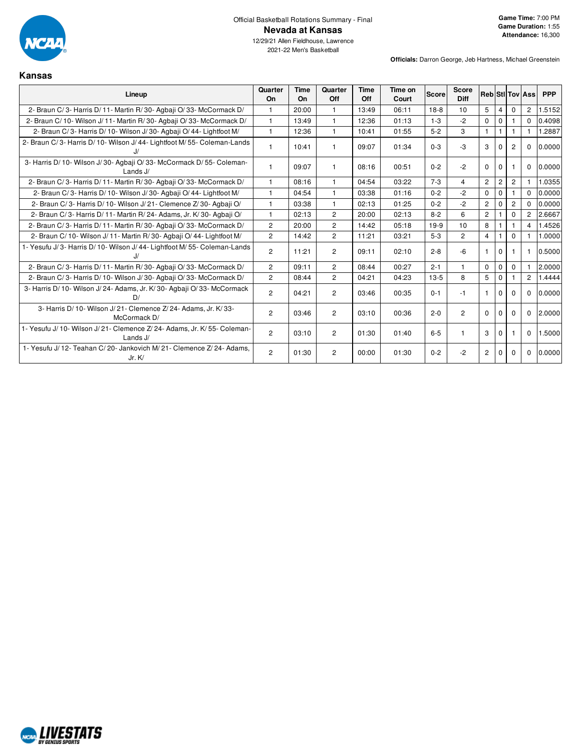Official Basketball Rotations Summary - Final

# Nevada at Kansas

12/29/21 Allen Fieldhouse, Lawrence

2021-22 Men's Basketball

**Game Time:** 7:00 PM
**Game Duration:** 1:55
**Attendance:** 16,300

**Officials:** Darron George, Jeb Hartness, Michael Greenstein

## Kansas

| Lineup | Quarter On | Time On | Quarter Off | Time Off | Time on Court | Score | Score Diff | Reb | Stl | Tov | Ass | PPP |
|---|---|---|---|---|---|---|---|---|---|---|---|---|
| 2- Braun C/ 3- Harris D/ 11- Martin R/ 30- Agbaji O/ 33- McCormack D/ | 1 | 20:00 | 1 | 13:49 | 06:11 | 18-8 | 10 | 5 | 4 | 0 | 2 | 1.5152 |
| 2- Braun C/ 10- Wilson J/ 11- Martin R/ 30- Agbaji O/ 33- McCormack D/ | 1 | 13:49 | 1 | 12:36 | 01:13 | 1-3 | -2 | 0 | 0 | 1 | 0 | 0.4098 |
| 2- Braun C/ 3- Harris D/ 10- Wilson J/ 30- Agbaji O/ 44- Lightfoot M/ | 1 | 12:36 | 1 | 10:41 | 01:55 | 5-2 | 3 | 1 | 1 | 1 | 1 | 1.2887 |
| 2- Braun C/ 3- Harris D/ 10- Wilson J/ 44- Lightfoot M/ 55- Coleman-Lands J/ | 1 | 10:41 | 1 | 09:07 | 01:34 | 0-3 | -3 | 3 | 0 | 2 | 0 | 0.0000 |
| 3- Harris D/ 10- Wilson J/ 30- Agbaji O/ 33- McCormack D/ 55- Coleman-Lands J/ | 1 | 09:07 | 1 | 08:16 | 00:51 | 0-2 | -2 | 0 | 0 | 1 | 0 | 0.0000 |
| 2- Braun C/ 3- Harris D/ 11- Martin R/ 30- Agbaji O/ 33- McCormack D/ | 1 | 08:16 | 1 | 04:54 | 03:22 | 7-3 | 4 | 2 | 2 | 2 | 1 | 1.0355 |
| 2- Braun C/ 3- Harris D/ 10- Wilson J/ 30- Agbaji O/ 44- Lightfoot M/ | 1 | 04:54 | 1 | 03:38 | 01:16 | 0-2 | -2 | 0 | 0 | 1 | 0 | 0.0000 |
| 2- Braun C/ 3- Harris D/ 10- Wilson J/ 21- Clemence Z/ 30- Agbaji O/ | 1 | 03:38 | 1 | 02:13 | 01:25 | 0-2 | -2 | 2 | 0 | 2 | 0 | 0.0000 |
| 2- Braun C/ 3- Harris D/ 11- Martin R/ 24- Adams, Jr. K/ 30- Agbaji O/ | 1 | 02:13 | 2 | 20:00 | 02:13 | 8-2 | 6 | 2 | 1 | 0 | 2 | 2.6667 |
| 2- Braun C/ 3- Harris D/ 11- Martin R/ 30- Agbaji O/ 33- McCormack D/ | 2 | 20:00 | 2 | 14:42 | 05:18 | 19-9 | 10 | 8 | 1 | 1 | 4 | 1.4526 |
| 2- Braun C/ 10- Wilson J/ 11- Martin R/ 30- Agbaji O/ 44- Lightfoot M/ | 2 | 14:42 | 2 | 11:21 | 03:21 | 5-3 | 2 | 4 | 1 | 0 | 1 | 1.0000 |
| 1- Yesufu J/ 3- Harris D/ 10- Wilson J/ 44- Lightfoot M/ 55- Coleman-Lands J/ | 2 | 11:21 | 2 | 09:11 | 02:10 | 2-8 | -6 | 1 | 0 | 1 | 1 | 0.5000 |
| 2- Braun C/ 3- Harris D/ 11- Martin R/ 30- Agbaji O/ 33- McCormack D/ | 2 | 09:11 | 2 | 08:44 | 00:27 | 2-1 | 1 | 0 | 0 | 0 | 1 | 2.0000 |
| 2- Braun C/ 3- Harris D/ 10- Wilson J/ 30- Agbaji O/ 33- McCormack D/ | 2 | 08:44 | 2 | 04:21 | 04:23 | 13-5 | 8 | 5 | 0 | 1 | 2 | 1.4444 |
| 3- Harris D/ 10- Wilson J/ 24- Adams, Jr. K/ 30- Agbaji O/ 33- McCormack D/ | 2 | 04:21 | 2 | 03:46 | 00:35 | 0-1 | -1 | 1 | 0 | 0 | 0 | 0.0000 |
| 3- Harris D/ 10- Wilson J/ 21- Clemence Z/ 24- Adams, Jr. K/ 33- McCormack D/ | 2 | 03:46 | 2 | 03:10 | 00:36 | 2-0 | 2 | 0 | 0 | 0 | 0 | 2.0000 |
| 1- Yesufu J/ 10- Wilson J/ 21- Clemence Z/ 24- Adams, Jr. K/ 55- Coleman-Lands J/ | 2 | 03:10 | 2 | 01:30 | 01:40 | 6-5 | 1 | 3 | 0 | 1 | 0 | 1.5000 |
| 1- Yesufu J/ 12- Teahan C/ 20- Jankovich M/ 21- Clemence Z/ 24- Adams, Jr. K/ | 2 | 01:30 | 2 | 00:00 | 01:30 | 0-2 | -2 | 2 | 0 | 0 | 0 | 0.0000 |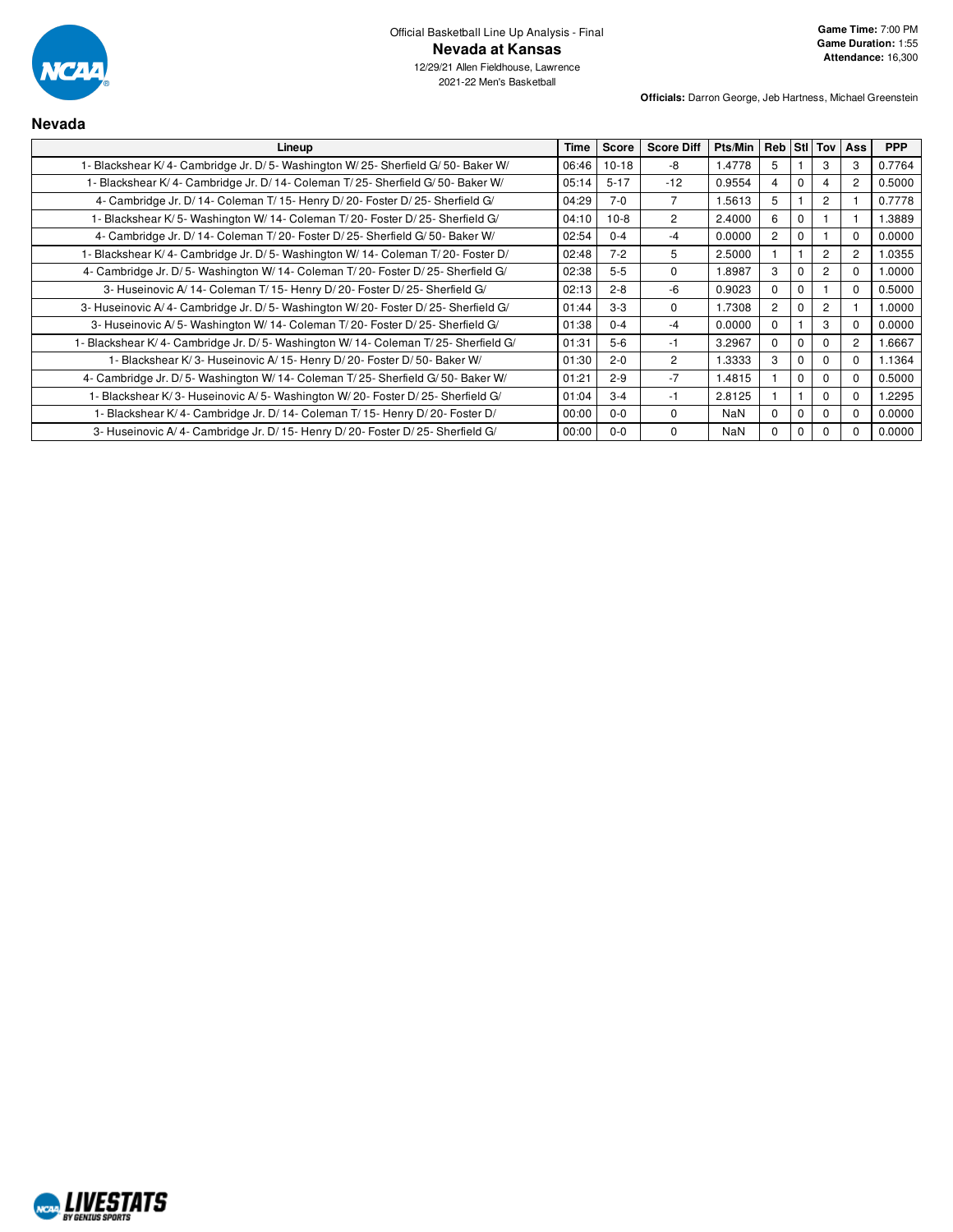Official Basketball Line Up Analysis - Final

**Nevada at Kansas**

12/29/21 Allen Fieldhouse, Lawrence

2021-22 Men's Basketball

**Game Time:** 7:00 PM
**Game Duration:** 1:55
**Attendance:** 16,300

**Officials:** Darron George, Jeb Hartness, Michael Greenstein

## Nevada

| Lineup | Time | Score | Score Diff | Pts/Min | Reb | Stl | Tov | Ass | PPP |
|---|---|---|---|---|---|---|---|---|---|
| 1- Blackshear K/ 4- Cambridge Jr. D/ 5- Washington W/ 25- Sherfield G/ 50- Baker W/ | 06:46 | 10-18 | -8 | 1.4778 | 5 | 1 | 3 | 3 | 0.7764 |
| 1- Blackshear K/ 4- Cambridge Jr. D/ 14- Coleman T/ 25- Sherfield G/ 50- Baker W/ | 05:14 | 5-17 | -12 | 0.9554 | 4 | 0 | 4 | 2 | 0.5000 |
| 4- Cambridge Jr. D/ 14- Coleman T/ 15- Henry D/ 20- Foster D/ 25- Sherfield G/ | 04:29 | 7-0 | 7 | 1.5613 | 5 | 1 | 2 | 1 | 0.7778 |
| 1- Blackshear K/ 5- Washington W/ 14- Coleman T/ 20- Foster D/ 25- Sherfield G/ | 04:10 | 10-8 | 2 | 2.4000 | 6 | 0 | 1 | 1 | 1.3889 |
| 4- Cambridge Jr. D/ 14- Coleman T/ 20- Foster D/ 25- Sherfield G/ 50- Baker W/ | 02:54 | 0-4 | -4 | 0.0000 | 2 | 0 | 1 | 0 | 0.0000 |
| 1- Blackshear K/ 4- Cambridge Jr. D/ 5- Washington W/ 14- Coleman T/ 20- Foster D/ | 02:48 | 7-2 | 5 | 2.5000 | 1 | 1 | 2 | 2 | 1.0355 |
| 4- Cambridge Jr. D/ 5- Washington W/ 14- Coleman T/ 20- Foster D/ 25- Sherfield G/ | 02:38 | 5-5 | 0 | 1.8987 | 3 | 0 | 2 | 0 | 1.0000 |
| 3- Huseinovic A/ 14- Coleman T/ 15- Henry D/ 20- Foster D/ 25- Sherfield G/ | 02:13 | 2-8 | -6 | 0.9023 | 0 | 0 | 1 | 0 | 0.5000 |
| 3- Huseinovic A/ 4- Cambridge Jr. D/ 5- Washington W/ 20- Foster D/ 25- Sherfield G/ | 01:44 | 3-3 | 0 | 1.7308 | 2 | 0 | 2 | 1 | 1.0000 |
| 3- Huseinovic A/ 5- Washington W/ 14- Coleman T/ 20- Foster D/ 25- Sherfield G/ | 01:38 | 0-4 | -4 | 0.0000 | 0 | 1 | 3 | 0 | 0.0000 |
| 1- Blackshear K/ 4- Cambridge Jr. D/ 5- Washington W/ 14- Coleman T/ 25- Sherfield G/ | 01:31 | 5-6 | -1 | 3.2967 | 0 | 0 | 0 | 2 | 1.6667 |
| 1- Blackshear K/ 3- Huseinovic A/ 15- Henry D/ 20- Foster D/ 50- Baker W/ | 01:30 | 2-0 | 2 | 1.3333 | 3 | 0 | 0 | 0 | 1.1364 |
| 4- Cambridge Jr. D/ 5- Washington W/ 14- Coleman T/ 25- Sherfield G/ 50- Baker W/ | 01:21 | 2-9 | -7 | 1.4815 | 1 | 0 | 0 | 0 | 0.5000 |
| 1- Blackshear K/ 3- Huseinovic A/ 5- Washington W/ 20- Foster D/ 25- Sherfield G/ | 01:04 | 3-4 | -1 | 2.8125 | 1 | 1 | 0 | 0 | 1.2295 |
| 1- Blackshear K/ 4- Cambridge Jr. D/ 14- Coleman T/ 15- Henry D/ 20- Foster D/ | 00:00 | 0-0 | 0 | NaN | 0 | 0 | 0 | 0 | 0.0000 |
| 3- Huseinovic A/ 4- Cambridge Jr. D/ 15- Henry D/ 20- Foster D/ 25- Sherfield G/ | 00:00 | 0-0 | 0 | NaN | 0 | 0 | 0 | 0 | 0.0000 |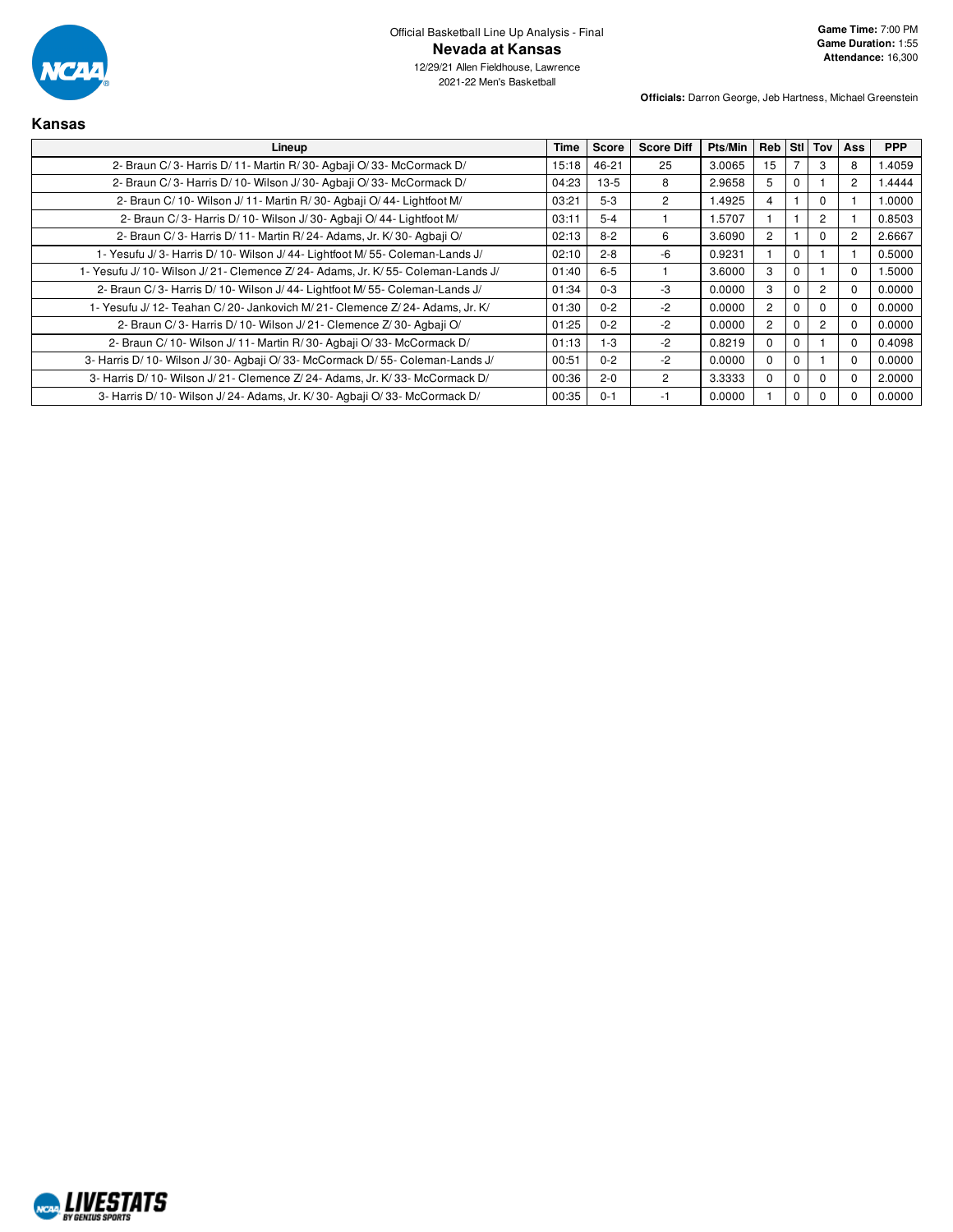Official Basketball Line Up Analysis - Final

**Nevada at Kansas**

12/29/21 Allen Fieldhouse, Lawrence

2021-22 Men's Basketball

**Game Time:** 7:00 PM
**Game Duration:** 1:55
**Attendance:** 16,300

**Officials:** Darron George, Jeb Hartness, Michael Greenstein

## Kansas

| Lineup | Time | Score | Score Diff | Pts/Min | Reb | Stl | Tov | Ass | PPP |
|---|---|---|---|---|---|---|---|---|---|
| 2- Braun C/ 3- Harris D/ 11- Martin R/ 30- Agbaji O/ 33- McCormack D/ | 15:18 | 46-21 | 25 | 3.0065 | 15 | 7 | 3 | 8 | 1.4059 |
| 2- Braun C/ 3- Harris D/ 10- Wilson J/ 30- Agbaji O/ 33- McCormack D/ | 04:23 | 13-5 | 8 | 2.9658 | 5 | 0 | 1 | 2 | 1.4444 |
| 2- Braun C/ 10- Wilson J/ 11- Martin R/ 30- Agbaji O/ 44- Lightfoot M/ | 03:21 | 5-3 | 2 | 1.4925 | 4 | 1 | 0 | 1 | 1.0000 |
| 2- Braun C/ 3- Harris D/ 10- Wilson J/ 30- Agbaji O/ 44- Lightfoot M/ | 03:11 | 5-4 | 1 | 1.5707 | 1 | 1 | 2 | 1 | 0.8503 |
| 2- Braun C/ 3- Harris D/ 11- Martin R/ 24- Adams, Jr. K/ 30- Agbaji O/ | 02:13 | 8-2 | 6 | 3.6090 | 2 | 1 | 0 | 2 | 2.6667 |
| 1- Yesufu J/ 3- Harris D/ 10- Wilson J/ 44- Lightfoot M/ 55- Coleman-Lands J/ | 02:10 | 2-8 | -6 | 0.9231 | 1 | 0 | 1 | 1 | 0.5000 |
| 1- Yesufu J/ 10- Wilson J/ 21- Clemence Z/ 24- Adams, Jr. K/ 55- Coleman-Lands J/ | 01:40 | 6-5 | 1 | 3.6000 | 3 | 0 | 1 | 0 | 1.5000 |
| 2- Braun C/ 3- Harris D/ 10- Wilson J/ 44- Lightfoot M/ 55- Coleman-Lands J/ | 01:34 | 0-3 | -3 | 0.0000 | 3 | 0 | 2 | 0 | 0.0000 |
| 1- Yesufu J/ 12- Teahan C/ 20- Jankovich M/ 21- Clemence Z/ 24- Adams, Jr. K/ | 01:30 | 0-2 | -2 | 0.0000 | 2 | 0 | 0 | 0 | 0.0000 |
| 2- Braun C/ 3- Harris D/ 10- Wilson J/ 21- Clemence Z/ 30- Agbaji O/ | 01:25 | 0-2 | -2 | 0.0000 | 2 | 0 | 2 | 0 | 0.0000 |
| 2- Braun C/ 10- Wilson J/ 11- Martin R/ 30- Agbaji O/ 33- McCormack D/ | 01:13 | 1-3 | -2 | 0.8219 | 0 | 0 | 1 | 0 | 0.4098 |
| 3- Harris D/ 10- Wilson J/ 30- Agbaji O/ 33- McCormack D/ 55- Coleman-Lands J/ | 00:51 | 0-2 | -2 | 0.0000 | 0 | 0 | 1 | 0 | 0.0000 |
| 3- Harris D/ 10- Wilson J/ 21- Clemence Z/ 24- Adams, Jr. K/ 33- McCormack D/ | 00:36 | 2-0 | 2 | 3.3333 | 0 | 0 | 0 | 0 | 2.0000 |
| 3- Harris D/ 10- Wilson J/ 24- Adams, Jr. K/ 30- Agbaji O/ 33- McCormack D/ | 00:35 | 0-1 | -1 | 0.0000 | 1 | 0 | 0 | 0 | 0.0000 |